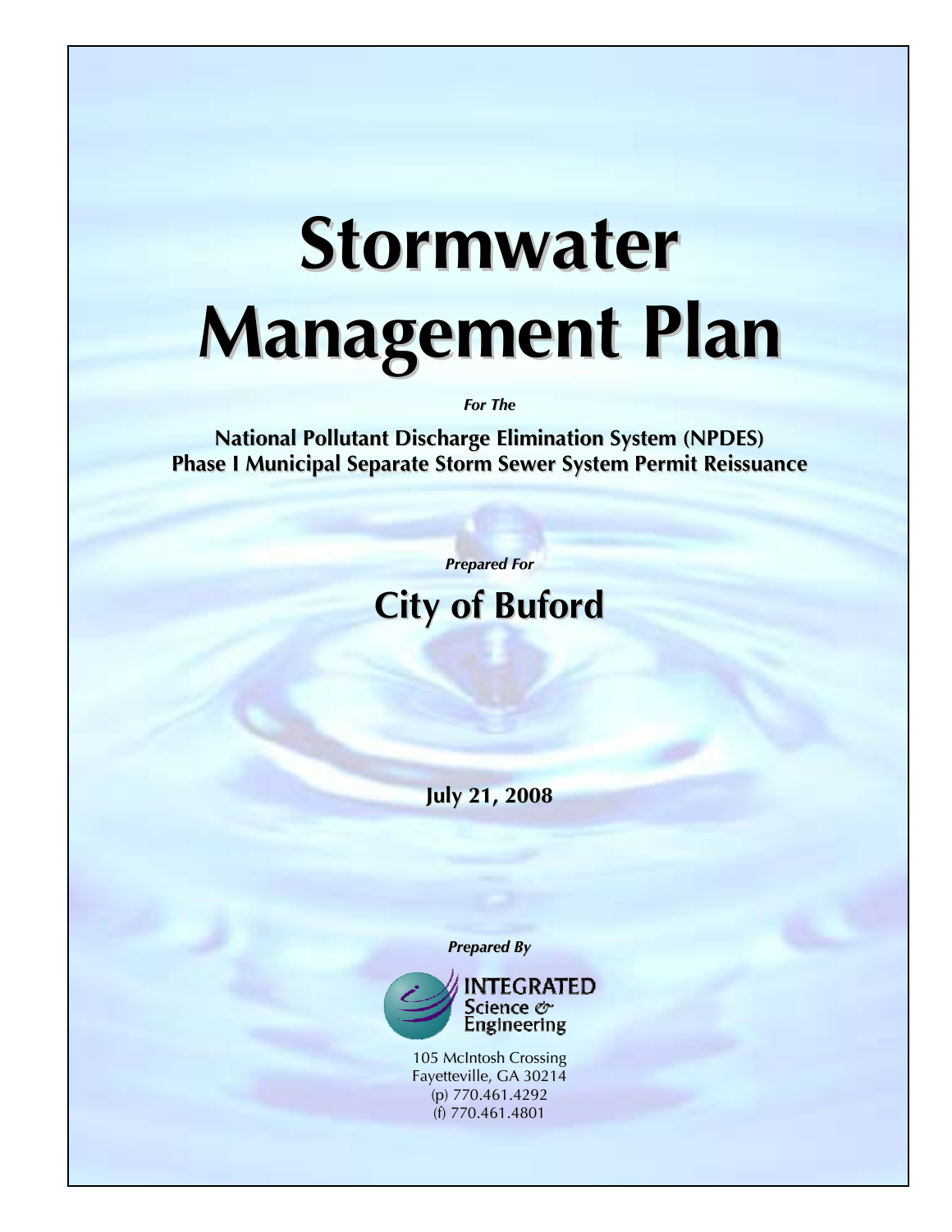# Stormwater Management Plan

*For The*

**National Pollutant Discharge Elimination System (NPDES)**
**Phase I Municipal Separate Storm Sewer System Permit Reissuance**

*Prepared For*

## City of Buford

**July 21, 2008**

*Prepared By*

INTEGRATED Science & Engineering

105 McIntosh Crossing
Fayetteville, GA 30214
(p) 770.461.4292
(f) 770.461.4801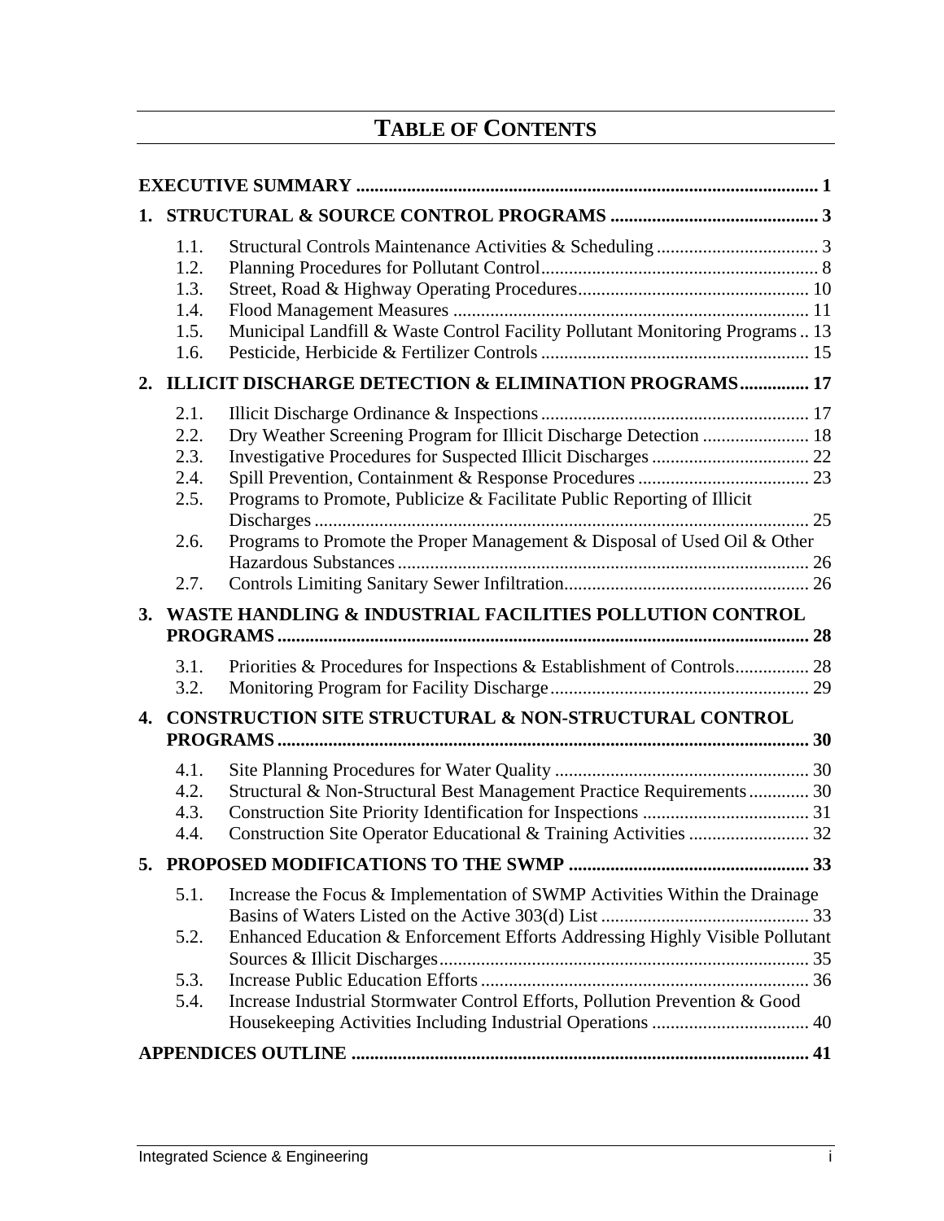# TABLE OF CONTENTS

| | | |
|---|---|---|
| **EXECUTIVE SUMMARY** | | **1** |
| **1.** | **STRUCTURAL & SOURCE CONTROL PROGRAMS** | **3** |
| 1.1. | Structural Controls Maintenance Activities & Scheduling | 3 |
| 1.2. | Planning Procedures for Pollutant Control | 8 |
| 1.3. | Street, Road & Highway Operating Procedures | 10 |
| 1.4. | Flood Management Measures | 11 |
| 1.5. | Municipal Landfill & Waste Control Facility Pollutant Monitoring Programs | 13 |
| 1.6. | Pesticide, Herbicide & Fertilizer Controls | 15 |
| **2.** | **ILLICIT DISCHARGE DETECTION & ELIMINATION PROGRAMS** | **17** |
| 2.1. | Illicit Discharge Ordinance & Inspections | 17 |
| 2.2. | Dry Weather Screening Program for Illicit Discharge Detection | 18 |
| 2.3. | Investigative Procedures for Suspected Illicit Discharges | 22 |
| 2.4. | Spill Prevention, Containment & Response Procedures | 23 |
| 2.5. | Programs to Promote, Publicize & Facilitate Public Reporting of Illicit Discharges | 25 |
| 2.6. | Programs to Promote the Proper Management & Disposal of Used Oil & Other Hazardous Substances | 26 |
| 2.7. | Controls Limiting Sanitary Sewer Infiltration | 26 |
| **3.** | **WASTE HANDLING & INDUSTRIAL FACILITIES POLLUTION CONTROL PROGRAMS** | **28** |
| 3.1. | Priorities & Procedures for Inspections & Establishment of Controls | 28 |
| 3.2. | Monitoring Program for Facility Discharge | 29 |
| **4.** | **CONSTRUCTION SITE STRUCTURAL & NON-STRUCTURAL CONTROL PROGRAMS** | **30** |
| 4.1. | Site Planning Procedures for Water Quality | 30 |
| 4.2. | Structural & Non-Structural Best Management Practice Requirements | 30 |
| 4.3. | Construction Site Priority Identification for Inspections | 31 |
| 4.4. | Construction Site Operator Educational & Training Activities | 32 |
| **5.** | **PROPOSED MODIFICATIONS TO THE SWMP** | **33** |
| 5.1. | Increase the Focus & Implementation of SWMP Activities Within the Drainage Basins of Waters Listed on the Active 303(d) List | 33 |
| 5.2. | Enhanced Education & Enforcement Efforts Addressing Highly Visible Pollutant Sources & Illicit Discharges | 35 |
| 5.3. | Increase Public Education Efforts | 36 |
| 5.4. | Increase Industrial Stormwater Control Efforts, Pollution Prevention & Good Housekeeping Activities Including Industrial Operations | 40 |
| **APPENDICES OUTLINE** | | **41** |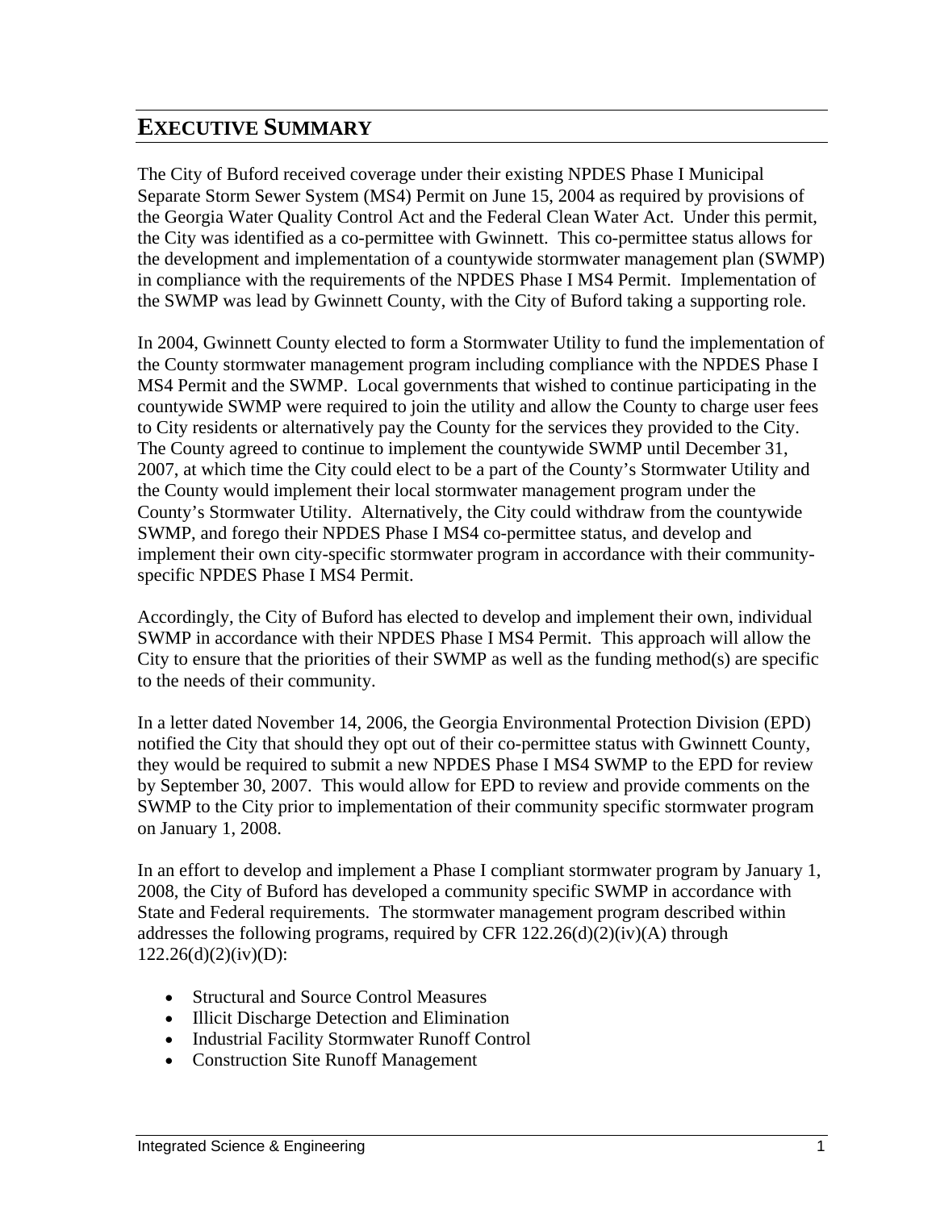# EXECUTIVE SUMMARY

The City of Buford received coverage under their existing NPDES Phase I Municipal Separate Storm Sewer System (MS4) Permit on June 15, 2004 as required by provisions of the Georgia Water Quality Control Act and the Federal Clean Water Act. Under this permit, the City was identified as a co-permittee with Gwinnett. This co-permittee status allows for the development and implementation of a countywide stormwater management plan (SWMP) in compliance with the requirements of the NPDES Phase I MS4 Permit. Implementation of the SWMP was lead by Gwinnett County, with the City of Buford taking a supporting role.

In 2004, Gwinnett County elected to form a Stormwater Utility to fund the implementation of the County stormwater management program including compliance with the NPDES Phase I MS4 Permit and the SWMP. Local governments that wished to continue participating in the countywide SWMP were required to join the utility and allow the County to charge user fees to City residents or alternatively pay the County for the services they provided to the City. The County agreed to continue to implement the countywide SWMP until December 31, 2007, at which time the City could elect to be a part of the County's Stormwater Utility and the County would implement their local stormwater management program under the County's Stormwater Utility. Alternatively, the City could withdraw from the countywide SWMP, and forego their NPDES Phase I MS4 co-permittee status, and develop and implement their own city-specific stormwater program in accordance with their community-specific NPDES Phase I MS4 Permit.

Accordingly, the City of Buford has elected to develop and implement their own, individual SWMP in accordance with their NPDES Phase I MS4 Permit. This approach will allow the City to ensure that the priorities of their SWMP as well as the funding method(s) are specific to the needs of their community.

In a letter dated November 14, 2006, the Georgia Environmental Protection Division (EPD) notified the City that should they opt out of their co-permittee status with Gwinnett County, they would be required to submit a new NPDES Phase I MS4 SWMP to the EPD for review by September 30, 2007. This would allow for EPD to review and provide comments on the SWMP to the City prior to implementation of their community specific stormwater program on January 1, 2008.

In an effort to develop and implement a Phase I compliant stormwater program by January 1, 2008, the City of Buford has developed a community specific SWMP in accordance with State and Federal requirements. The stormwater management program described within addresses the following programs, required by CFR 122.26(d)(2)(iv)(A) through 122.26(d)(2)(iv)(D):

- Structural and Source Control Measures
- Illicit Discharge Detection and Elimination
- Industrial Facility Stormwater Runoff Control
- Construction Site Runoff Management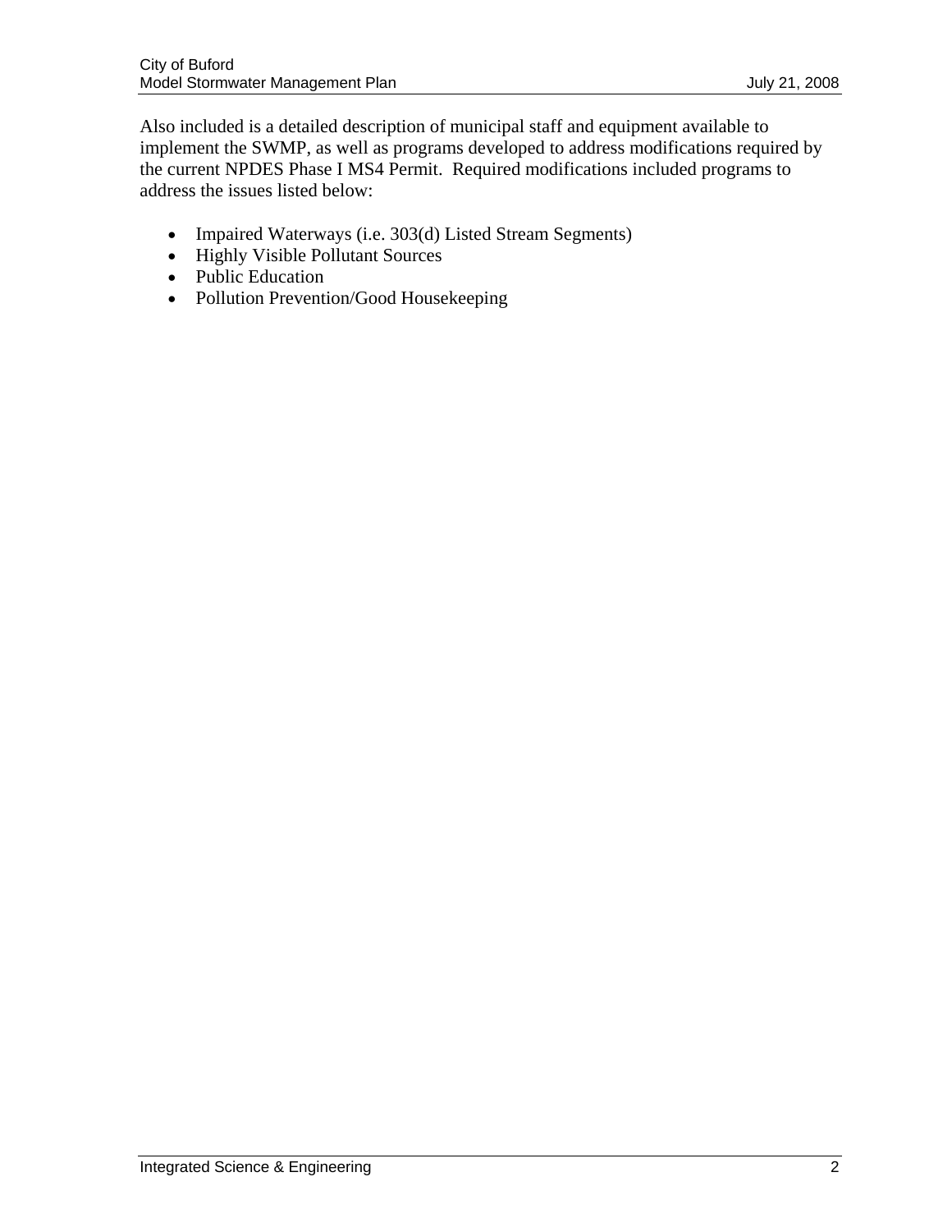Also included is a detailed description of municipal staff and equipment available to implement the SWMP, as well as programs developed to address modifications required by the current NPDES Phase I MS4 Permit. Required modifications included programs to address the issues listed below:

- Impaired Waterways (i.e. 303(d) Listed Stream Segments)
- Highly Visible Pollutant Sources
- Public Education
- Pollution Prevention/Good Housekeeping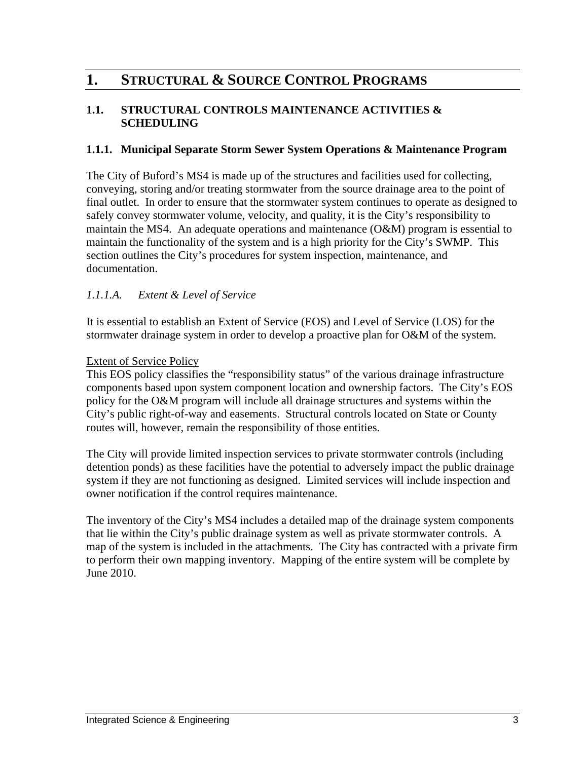# 1. STRUCTURAL & SOURCE CONTROL PROGRAMS

## 1.1. STRUCTURAL CONTROLS MAINTENANCE ACTIVITIES & SCHEDULING

### 1.1.1. Municipal Separate Storm Sewer System Operations & Maintenance Program

The City of Buford's MS4 is made up of the structures and facilities used for collecting, conveying, storing and/or treating stormwater from the source drainage area to the point of final outlet. In order to ensure that the stormwater system continues to operate as designed to safely convey stormwater volume, velocity, and quality, it is the City's responsibility to maintain the MS4. An adequate operations and maintenance (O&M) program is essential to maintain the functionality of the system and is a high priority for the City's SWMP. This section outlines the City's procedures for system inspection, maintenance, and documentation.

#### *1.1.1.A. Extent & Level of Service*

It is essential to establish an Extent of Service (EOS) and Level of Service (LOS) for the stormwater drainage system in order to develop a proactive plan for O&M of the system.

<u>Extent of Service Policy</u>

This EOS policy classifies the "responsibility status" of the various drainage infrastructure components based upon system component location and ownership factors. The City's EOS policy for the O&M program will include all drainage structures and systems within the City's public right-of-way and easements. Structural controls located on State or County routes will, however, remain the responsibility of those entities.

The City will provide limited inspection services to private stormwater controls (including detention ponds) as these facilities have the potential to adversely impact the public drainage system if they are not functioning as designed. Limited services will include inspection and owner notification if the control requires maintenance.

The inventory of the City's MS4 includes a detailed map of the drainage system components that lie within the City's public drainage system as well as private stormwater controls. A map of the system is included in the attachments. The City has contracted with a private firm to perform their own mapping inventory. Mapping of the entire system will be complete by June 2010.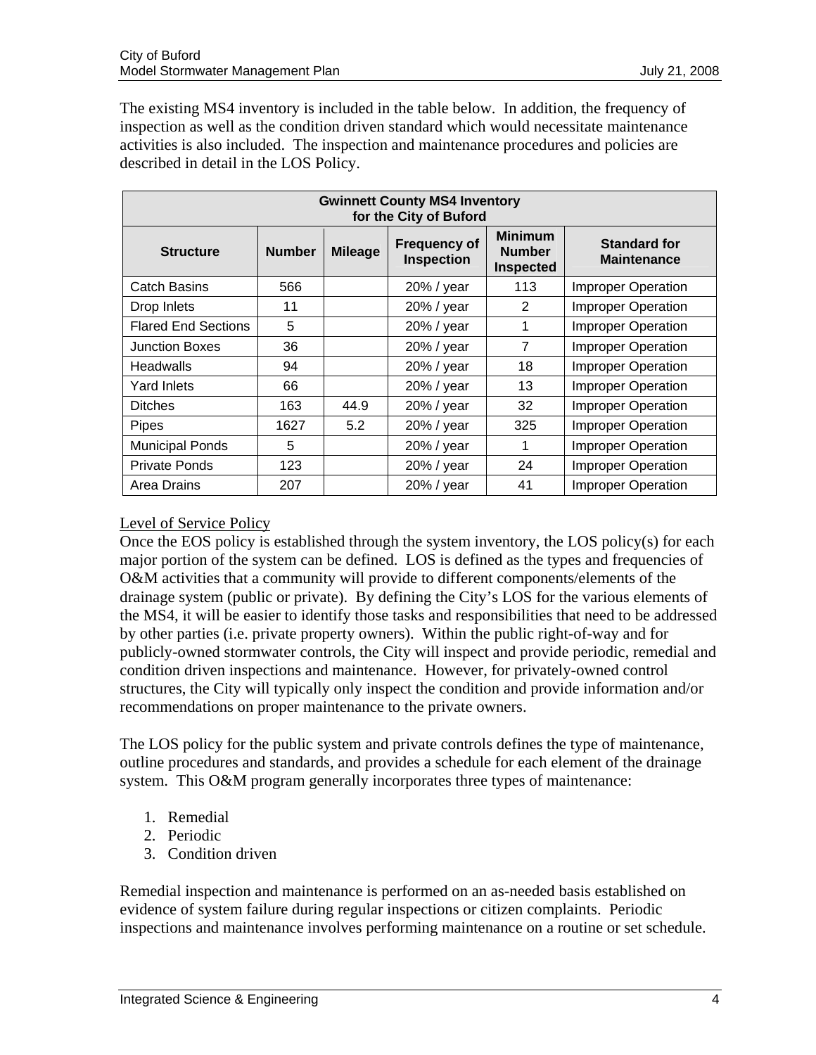The existing MS4 inventory is included in the table below. In addition, the frequency of inspection as well as the condition driven standard which would necessitate maintenance activities is also included. The inspection and maintenance procedures and policies are described in detail in the LOS Policy.

| Gwinnett County MS4 Inventory for the City of Buford | | | | | |
|---|---|---|---|---|---|
| **Structure** | **Number** | **Mileage** | **Frequency of Inspection** | **Minimum Number Inspected** | **Standard for Maintenance** |
| Catch Basins | 566 | | 20% / year | 113 | Improper Operation |
| Drop Inlets | 11 | | 20% / year | 2 | Improper Operation |
| Flared End Sections | 5 | | 20% / year | 1 | Improper Operation |
| Junction Boxes | 36 | | 20% / year | 7 | Improper Operation |
| Headwalls | 94 | | 20% / year | 18 | Improper Operation |
| Yard Inlets | 66 | | 20% / year | 13 | Improper Operation |
| Ditches | 163 | 44.9 | 20% / year | 32 | Improper Operation |
| Pipes | 1627 | 5.2 | 20% / year | 325 | Improper Operation |
| Municipal Ponds | 5 | | 20% / year | 1 | Improper Operation |
| Private Ponds | 123 | | 20% / year | 24 | Improper Operation |
| Area Drains | 207 | | 20% / year | 41 | Improper Operation |

Level of Service Policy

Once the EOS policy is established through the system inventory, the LOS policy(s) for each major portion of the system can be defined. LOS is defined as the types and frequencies of O&M activities that a community will provide to different components/elements of the drainage system (public or private). By defining the City's LOS for the various elements of the MS4, it will be easier to identify those tasks and responsibilities that need to be addressed by other parties (i.e. private property owners). Within the public right-of-way and for publicly-owned stormwater controls, the City will inspect and provide periodic, remedial and condition driven inspections and maintenance. However, for privately-owned control structures, the City will typically only inspect the condition and provide information and/or recommendations on proper maintenance to the private owners.

The LOS policy for the public system and private controls defines the type of maintenance, outline procedures and standards, and provides a schedule for each element of the drainage system. This O&M program generally incorporates three types of maintenance:

1. Remedial
2. Periodic
3. Condition driven

Remedial inspection and maintenance is performed on an as-needed basis established on evidence of system failure during regular inspections or citizen complaints. Periodic inspections and maintenance involves performing maintenance on a routine or set schedule.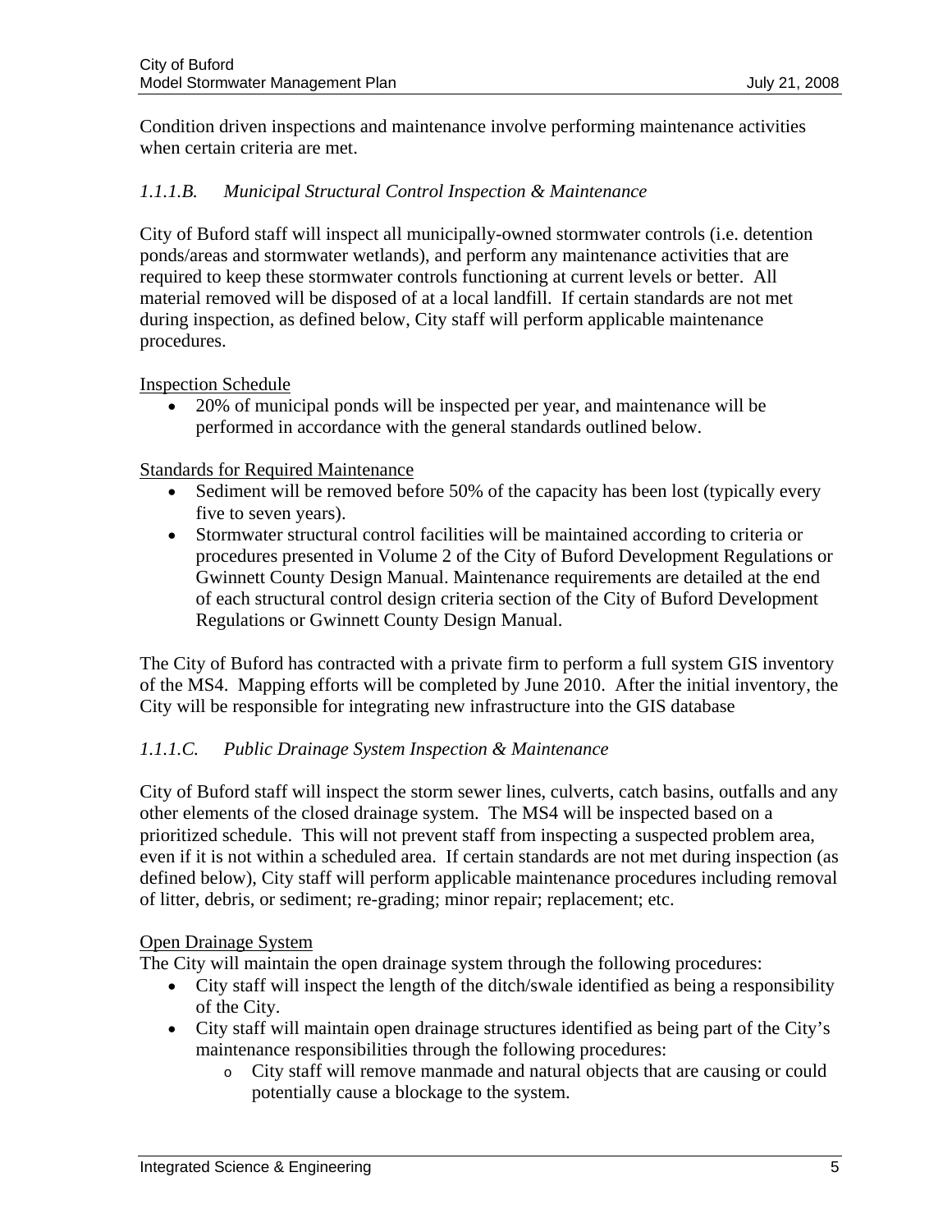Condition driven inspections and maintenance involve performing maintenance activities when certain criteria are met.

### *1.1.1.B. Municipal Structural Control Inspection & Maintenance*

City of Buford staff will inspect all municipally-owned stormwater controls (i.e. detention ponds/areas and stormwater wetlands), and perform any maintenance activities that are required to keep these stormwater controls functioning at current levels or better. All material removed will be disposed of at a local landfill. If certain standards are not met during inspection, as defined below, City staff will perform applicable maintenance procedures.

Inspection Schedule

- 20% of municipal ponds will be inspected per year, and maintenance will be performed in accordance with the general standards outlined below.

Standards for Required Maintenance

- Sediment will be removed before 50% of the capacity has been lost (typically every five to seven years).
- Stormwater structural control facilities will be maintained according to criteria or procedures presented in Volume 2 of the City of Buford Development Regulations or Gwinnett County Design Manual. Maintenance requirements are detailed at the end of each structural control design criteria section of the City of Buford Development Regulations or Gwinnett County Design Manual.

The City of Buford has contracted with a private firm to perform a full system GIS inventory of the MS4. Mapping efforts will be completed by June 2010. After the initial inventory, the City will be responsible for integrating new infrastructure into the GIS database

### *1.1.1.C. Public Drainage System Inspection & Maintenance*

City of Buford staff will inspect the storm sewer lines, culverts, catch basins, outfalls and any other elements of the closed drainage system. The MS4 will be inspected based on a prioritized schedule. This will not prevent staff from inspecting a suspected problem area, even if it is not within a scheduled area. If certain standards are not met during inspection (as defined below), City staff will perform applicable maintenance procedures including removal of litter, debris, or sediment; re-grading; minor repair; replacement; etc.

Open Drainage System

The City will maintain the open drainage system through the following procedures:

- City staff will inspect the length of the ditch/swale identified as being a responsibility of the City.
- City staff will maintain open drainage structures identified as being part of the City's maintenance responsibilities through the following procedures:
    - City staff will remove manmade and natural objects that are causing or could potentially cause a blockage to the system.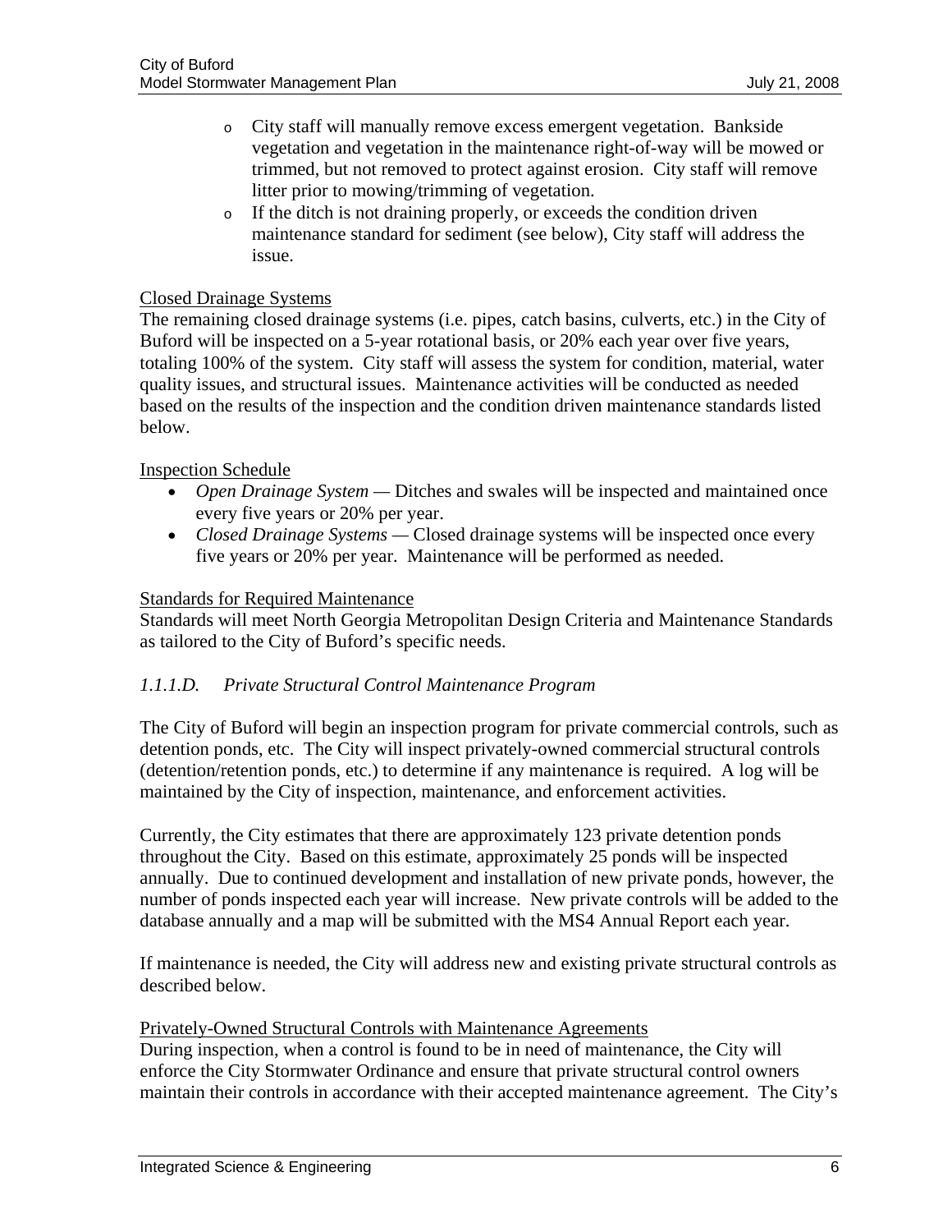- City staff will manually remove excess emergent vegetation. Bankside vegetation and vegetation in the maintenance right-of-way will be mowed or trimmed, but not removed to protect against erosion. City staff will remove litter prior to mowing/trimming of vegetation.
- If the ditch is not draining properly, or exceeds the condition driven maintenance standard for sediment (see below), City staff will address the issue.

<u>Closed Drainage Systems</u>

The remaining closed drainage systems (i.e. pipes, catch basins, culverts, etc.) in the City of Buford will be inspected on a 5-year rotational basis, or 20% each year over five years, totaling 100% of the system. City staff will assess the system for condition, material, water quality issues, and structural issues. Maintenance activities will be conducted as needed based on the results of the inspection and the condition driven maintenance standards listed below.

<u>Inspection Schedule</u>

- *Open Drainage System* — Ditches and swales will be inspected and maintained once every five years or 20% per year.
- *Closed Drainage Systems* — Closed drainage systems will be inspected once every five years or 20% per year. Maintenance will be performed as needed.

<u>Standards for Required Maintenance</u>

Standards will meet North Georgia Metropolitan Design Criteria and Maintenance Standards as tailored to the City of Buford's specific needs.

### *1.1.1.D. Private Structural Control Maintenance Program*

The City of Buford will begin an inspection program for private commercial controls, such as detention ponds, etc. The City will inspect privately-owned commercial structural controls (detention/retention ponds, etc.) to determine if any maintenance is required. A log will be maintained by the City of inspection, maintenance, and enforcement activities.

Currently, the City estimates that there are approximately 123 private detention ponds throughout the City. Based on this estimate, approximately 25 ponds will be inspected annually. Due to continued development and installation of new private ponds, however, the number of ponds inspected each year will increase. New private controls will be added to the database annually and a map will be submitted with the MS4 Annual Report each year.

If maintenance is needed, the City will address new and existing private structural controls as described below.

<u>Privately-Owned Structural Controls with Maintenance Agreements</u>

During inspection, when a control is found to be in need of maintenance, the City will enforce the City Stormwater Ordinance and ensure that private structural control owners maintain their controls in accordance with their accepted maintenance agreement. The City's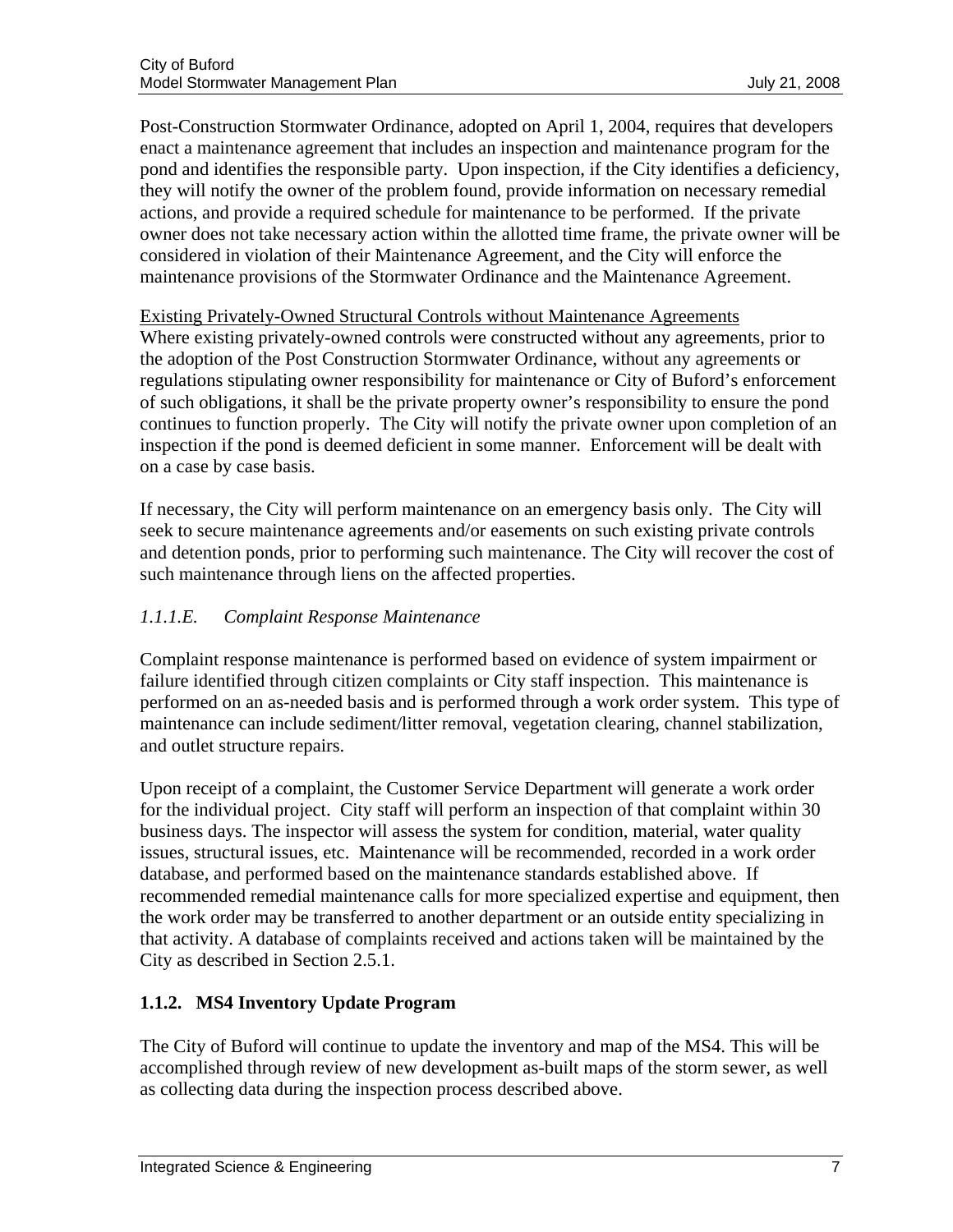Post-Construction Stormwater Ordinance, adopted on April 1, 2004, requires that developers enact a maintenance agreement that includes an inspection and maintenance program for the pond and identifies the responsible party. Upon inspection, if the City identifies a deficiency, they will notify the owner of the problem found, provide information on necessary remedial actions, and provide a required schedule for maintenance to be performed. If the private owner does not take necessary action within the allotted time frame, the private owner will be considered in violation of their Maintenance Agreement, and the City will enforce the maintenance provisions of the Stormwater Ordinance and the Maintenance Agreement.

<u>Existing Privately-Owned Structural Controls without Maintenance Agreements</u>
Where existing privately-owned controls were constructed without any agreements, prior to the adoption of the Post Construction Stormwater Ordinance, without any agreements or regulations stipulating owner responsibility for maintenance or City of Buford's enforcement of such obligations, it shall be the private property owner's responsibility to ensure the pond continues to function properly. The City will notify the private owner upon completion of an inspection if the pond is deemed deficient in some manner. Enforcement will be dealt with on a case by case basis.

If necessary, the City will perform maintenance on an emergency basis only. The City will seek to secure maintenance agreements and/or easements on such existing private controls and detention ponds, prior to performing such maintenance. The City will recover the cost of such maintenance through liens on the affected properties.

#### *1.1.1.E. Complaint Response Maintenance*

Complaint response maintenance is performed based on evidence of system impairment or failure identified through citizen complaints or City staff inspection. This maintenance is performed on an as-needed basis and is performed through a work order system. This type of maintenance can include sediment/litter removal, vegetation clearing, channel stabilization, and outlet structure repairs.

Upon receipt of a complaint, the Customer Service Department will generate a work order for the individual project. City staff will perform an inspection of that complaint within 30 business days. The inspector will assess the system for condition, material, water quality issues, structural issues, etc. Maintenance will be recommended, recorded in a work order database, and performed based on the maintenance standards established above. If recommended remedial maintenance calls for more specialized expertise and equipment, then the work order may be transferred to another department or an outside entity specializing in that activity. A database of complaints received and actions taken will be maintained by the City as described in Section 2.5.1.

### 1.1.2. MS4 Inventory Update Program

The City of Buford will continue to update the inventory and map of the MS4. This will be accomplished through review of new development as-built maps of the storm sewer, as well as collecting data during the inspection process described above.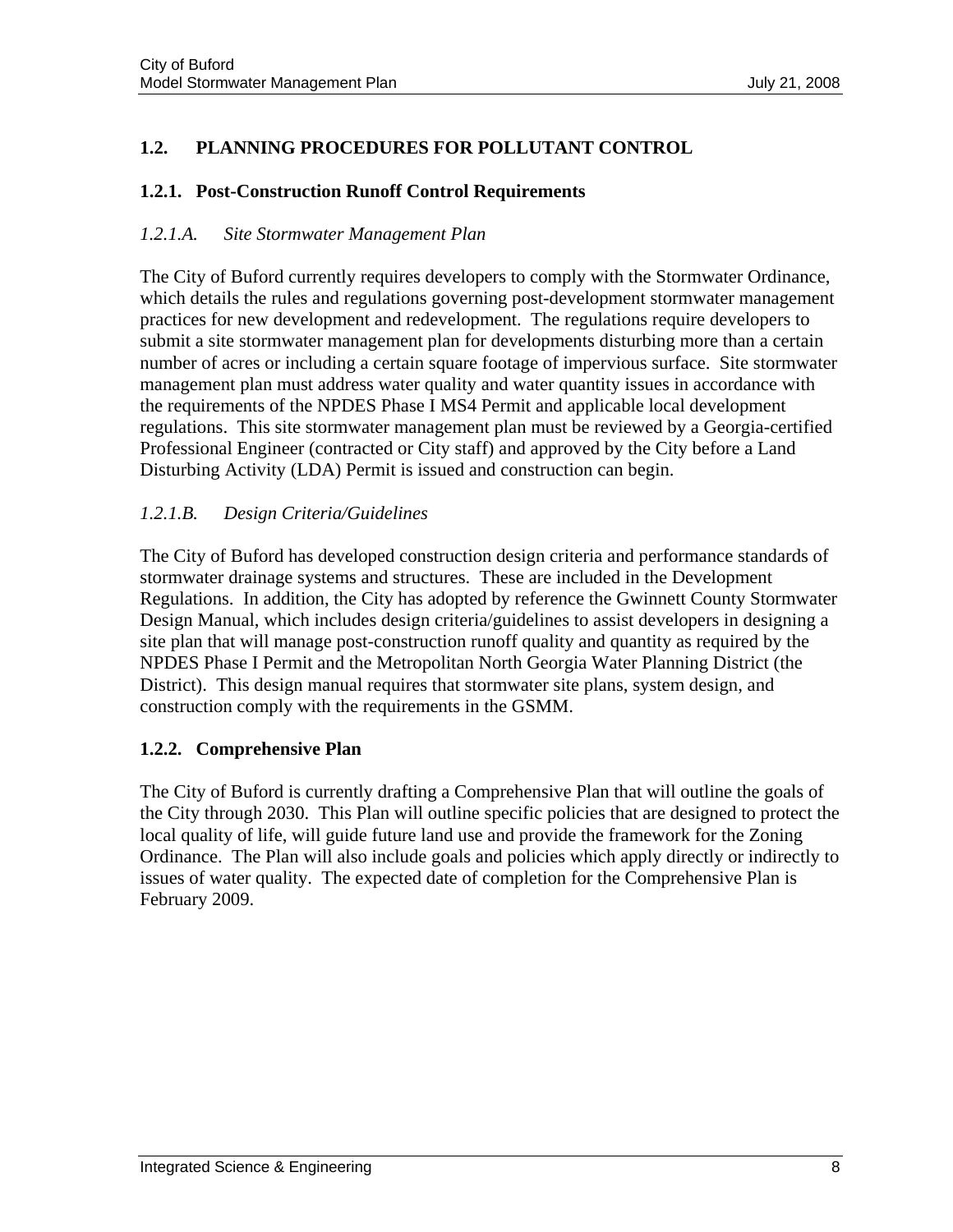## 1.2. PLANNING PROCEDURES FOR POLLUTANT CONTROL

### 1.2.1. Post-Construction Runoff Control Requirements

#### *1.2.1.A. Site Stormwater Management Plan*

The City of Buford currently requires developers to comply with the Stormwater Ordinance, which details the rules and regulations governing post-development stormwater management practices for new development and redevelopment. The regulations require developers to submit a site stormwater management plan for developments disturbing more than a certain number of acres or including a certain square footage of impervious surface. Site stormwater management plan must address water quality and water quantity issues in accordance with the requirements of the NPDES Phase I MS4 Permit and applicable local development regulations. This site stormwater management plan must be reviewed by a Georgia-certified Professional Engineer (contracted or City staff) and approved by the City before a Land Disturbing Activity (LDA) Permit is issued and construction can begin.

#### *1.2.1.B. Design Criteria/Guidelines*

The City of Buford has developed construction design criteria and performance standards of stormwater drainage systems and structures. These are included in the Development Regulations. In addition, the City has adopted by reference the Gwinnett County Stormwater Design Manual, which includes design criteria/guidelines to assist developers in designing a site plan that will manage post-construction runoff quality and quantity as required by the NPDES Phase I Permit and the Metropolitan North Georgia Water Planning District (the District). This design manual requires that stormwater site plans, system design, and construction comply with the requirements in the GSMM.

### 1.2.2. Comprehensive Plan

The City of Buford is currently drafting a Comprehensive Plan that will outline the goals of the City through 2030. This Plan will outline specific policies that are designed to protect the local quality of life, will guide future land use and provide the framework for the Zoning Ordinance. The Plan will also include goals and policies which apply directly or indirectly to issues of water quality. The expected date of completion for the Comprehensive Plan is February 2009.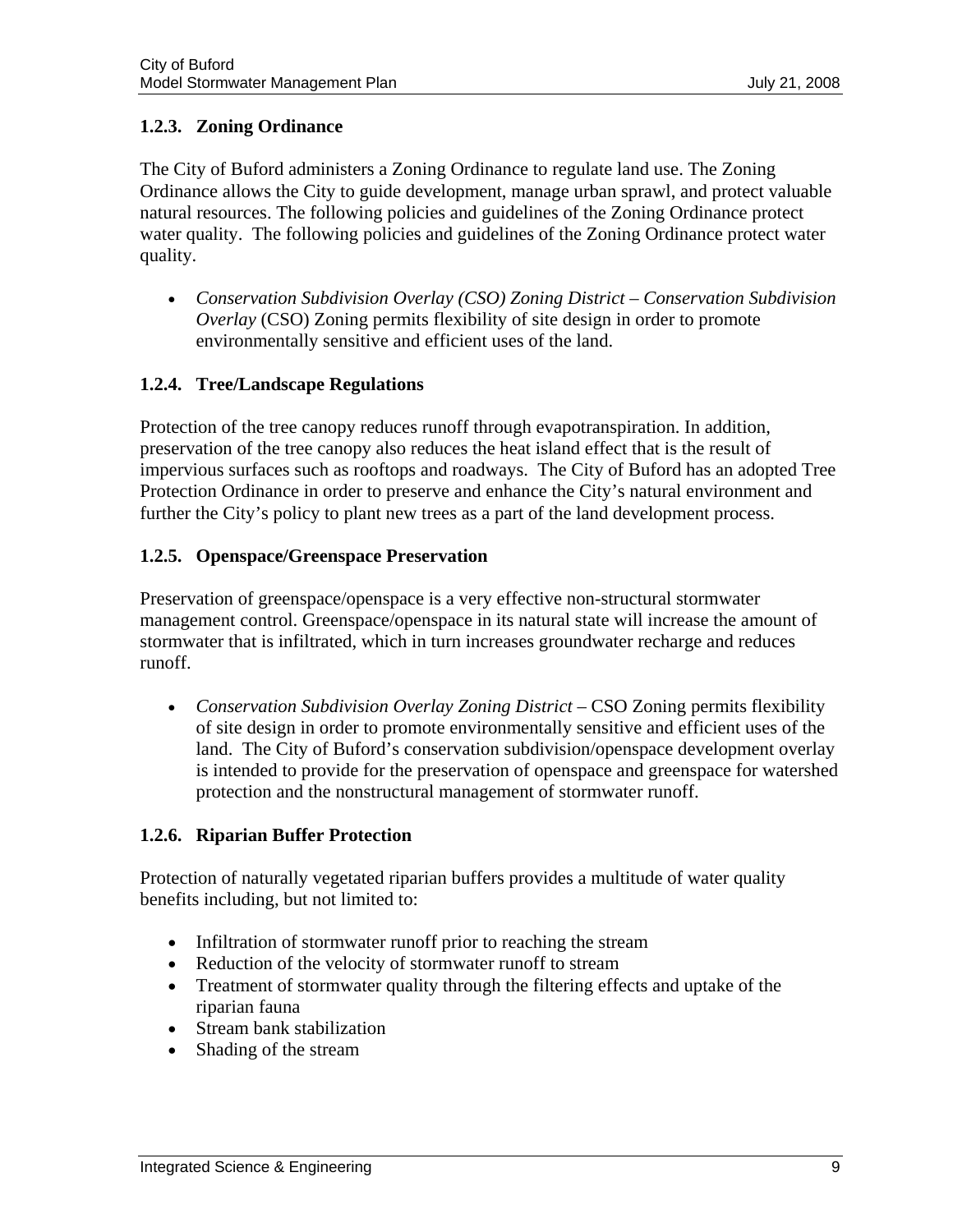### 1.2.3. Zoning Ordinance

The City of Buford administers a Zoning Ordinance to regulate land use. The Zoning Ordinance allows the City to guide development, manage urban sprawl, and protect valuable natural resources. The following policies and guidelines of the Zoning Ordinance protect water quality. The following policies and guidelines of the Zoning Ordinance protect water quality.

- *Conservation Subdivision Overlay (CSO) Zoning District – Conservation Subdivision Overlay* (CSO) Zoning permits flexibility of site design in order to promote environmentally sensitive and efficient uses of the land.

### 1.2.4. Tree/Landscape Regulations

Protection of the tree canopy reduces runoff through evapotranspiration. In addition, preservation of the tree canopy also reduces the heat island effect that is the result of impervious surfaces such as rooftops and roadways. The City of Buford has an adopted Tree Protection Ordinance in order to preserve and enhance the City's natural environment and further the City's policy to plant new trees as a part of the land development process.

### 1.2.5. Openspace/Greenspace Preservation

Preservation of greenspace/openspace is a very effective non-structural stormwater management control. Greenspace/openspace in its natural state will increase the amount of stormwater that is infiltrated, which in turn increases groundwater recharge and reduces runoff.

- *Conservation Subdivision Overlay Zoning District* – CSO Zoning permits flexibility of site design in order to promote environmentally sensitive and efficient uses of the land. The City of Buford's conservation subdivision/openspace development overlay is intended to provide for the preservation of openspace and greenspace for watershed protection and the nonstructural management of stormwater runoff.

### 1.2.6. Riparian Buffer Protection

Protection of naturally vegetated riparian buffers provides a multitude of water quality benefits including, but not limited to:

- Infiltration of stormwater runoff prior to reaching the stream
- Reduction of the velocity of stormwater runoff to stream
- Treatment of stormwater quality through the filtering effects and uptake of the riparian fauna
- Stream bank stabilization
- Shading of the stream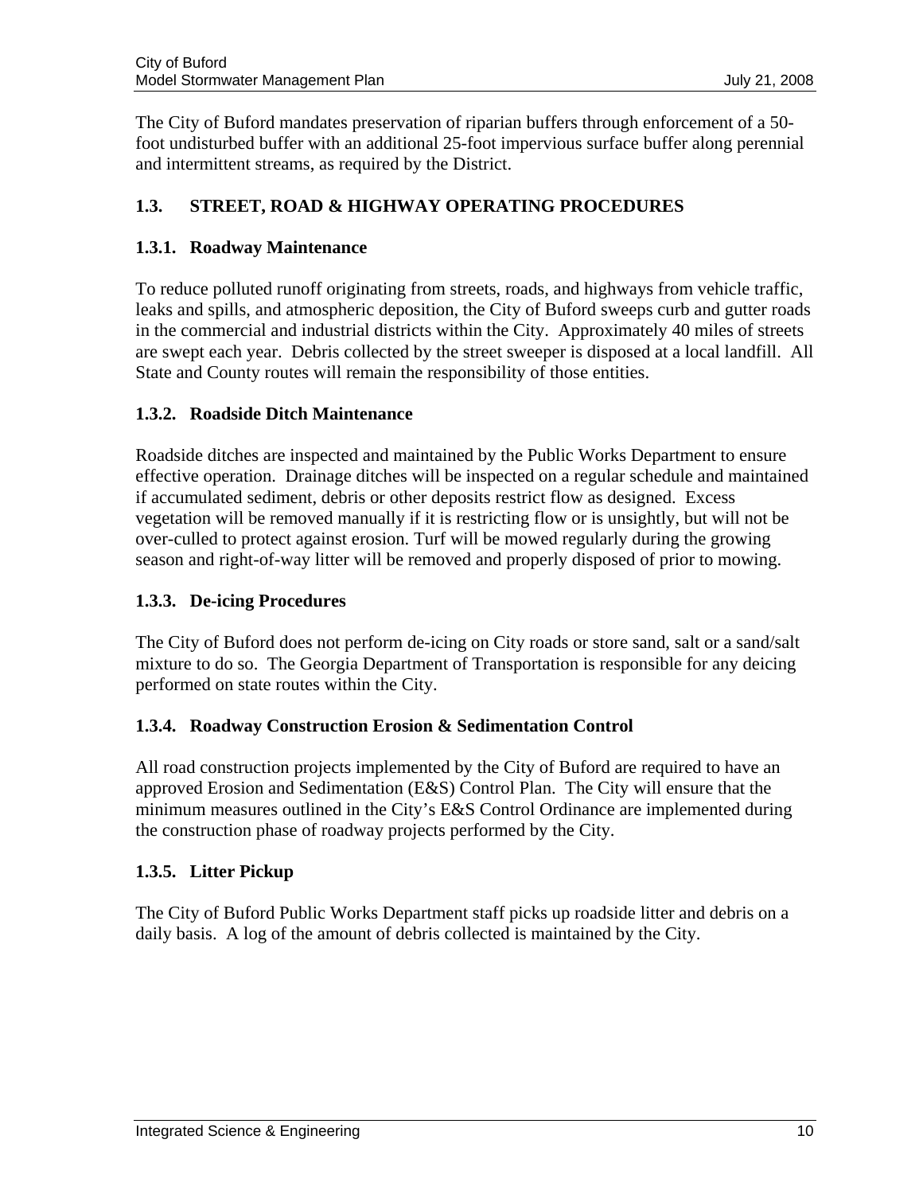The City of Buford mandates preservation of riparian buffers through enforcement of a 50-foot undisturbed buffer with an additional 25-foot impervious surface buffer along perennial and intermittent streams, as required by the District.

## 1.3. STREET, ROAD & HIGHWAY OPERATING PROCEDURES

### 1.3.1. Roadway Maintenance

To reduce polluted runoff originating from streets, roads, and highways from vehicle traffic, leaks and spills, and atmospheric deposition, the City of Buford sweeps curb and gutter roads in the commercial and industrial districts within the City. Approximately 40 miles of streets are swept each year. Debris collected by the street sweeper is disposed at a local landfill. All State and County routes will remain the responsibility of those entities.

### 1.3.2. Roadside Ditch Maintenance

Roadside ditches are inspected and maintained by the Public Works Department to ensure effective operation. Drainage ditches will be inspected on a regular schedule and maintained if accumulated sediment, debris or other deposits restrict flow as designed. Excess vegetation will be removed manually if it is restricting flow or is unsightly, but will not be over-culled to protect against erosion. Turf will be mowed regularly during the growing season and right-of-way litter will be removed and properly disposed of prior to mowing.

### 1.3.3. De-icing Procedures

The City of Buford does not perform de-icing on City roads or store sand, salt or a sand/salt mixture to do so. The Georgia Department of Transportation is responsible for any deicing performed on state routes within the City.

### 1.3.4. Roadway Construction Erosion & Sedimentation Control

All road construction projects implemented by the City of Buford are required to have an approved Erosion and Sedimentation (E&S) Control Plan. The City will ensure that the minimum measures outlined in the City's E&S Control Ordinance are implemented during the construction phase of roadway projects performed by the City.

### 1.3.5. Litter Pickup

The City of Buford Public Works Department staff picks up roadside litter and debris on a daily basis. A log of the amount of debris collected is maintained by the City.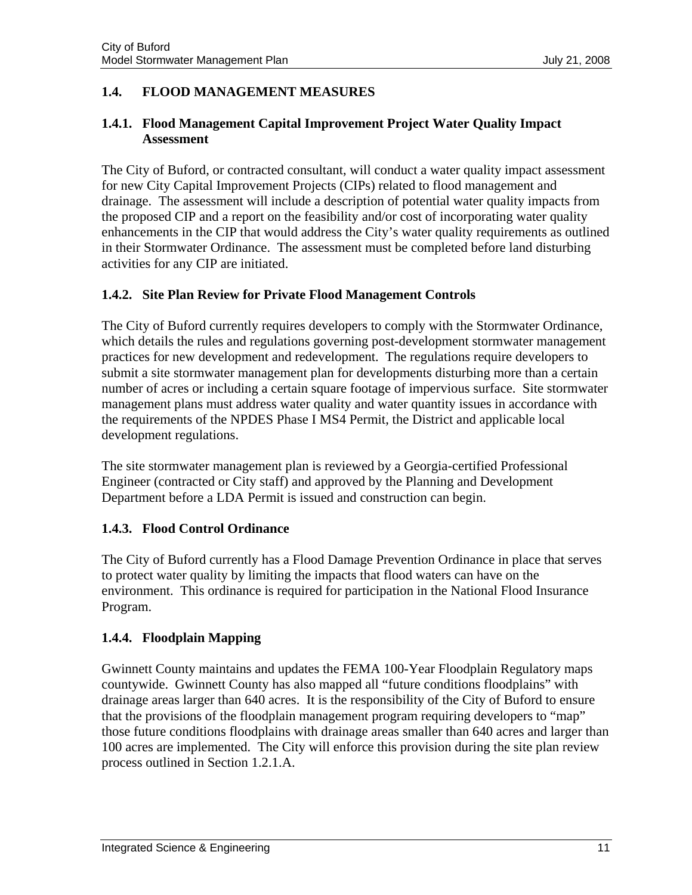## 1.4. FLOOD MANAGEMENT MEASURES

### 1.4.1. Flood Management Capital Improvement Project Water Quality Impact Assessment

The City of Buford, or contracted consultant, will conduct a water quality impact assessment for new City Capital Improvement Projects (CIPs) related to flood management and drainage. The assessment will include a description of potential water quality impacts from the proposed CIP and a report on the feasibility and/or cost of incorporating water quality enhancements in the CIP that would address the City's water quality requirements as outlined in their Stormwater Ordinance. The assessment must be completed before land disturbing activities for any CIP are initiated.

### 1.4.2. Site Plan Review for Private Flood Management Controls

The City of Buford currently requires developers to comply with the Stormwater Ordinance, which details the rules and regulations governing post-development stormwater management practices for new development and redevelopment. The regulations require developers to submit a site stormwater management plan for developments disturbing more than a certain number of acres or including a certain square footage of impervious surface. Site stormwater management plans must address water quality and water quantity issues in accordance with the requirements of the NPDES Phase I MS4 Permit, the District and applicable local development regulations.

The site stormwater management plan is reviewed by a Georgia-certified Professional Engineer (contracted or City staff) and approved by the Planning and Development Department before a LDA Permit is issued and construction can begin.

### 1.4.3. Flood Control Ordinance

The City of Buford currently has a Flood Damage Prevention Ordinance in place that serves to protect water quality by limiting the impacts that flood waters can have on the environment. This ordinance is required for participation in the National Flood Insurance Program.

### 1.4.4. Floodplain Mapping

Gwinnett County maintains and updates the FEMA 100-Year Floodplain Regulatory maps countywide. Gwinnett County has also mapped all "future conditions floodplains" with drainage areas larger than 640 acres. It is the responsibility of the City of Buford to ensure that the provisions of the floodplain management program requiring developers to "map" those future conditions floodplains with drainage areas smaller than 640 acres and larger than 100 acres are implemented. The City will enforce this provision during the site plan review process outlined in Section 1.2.1.A.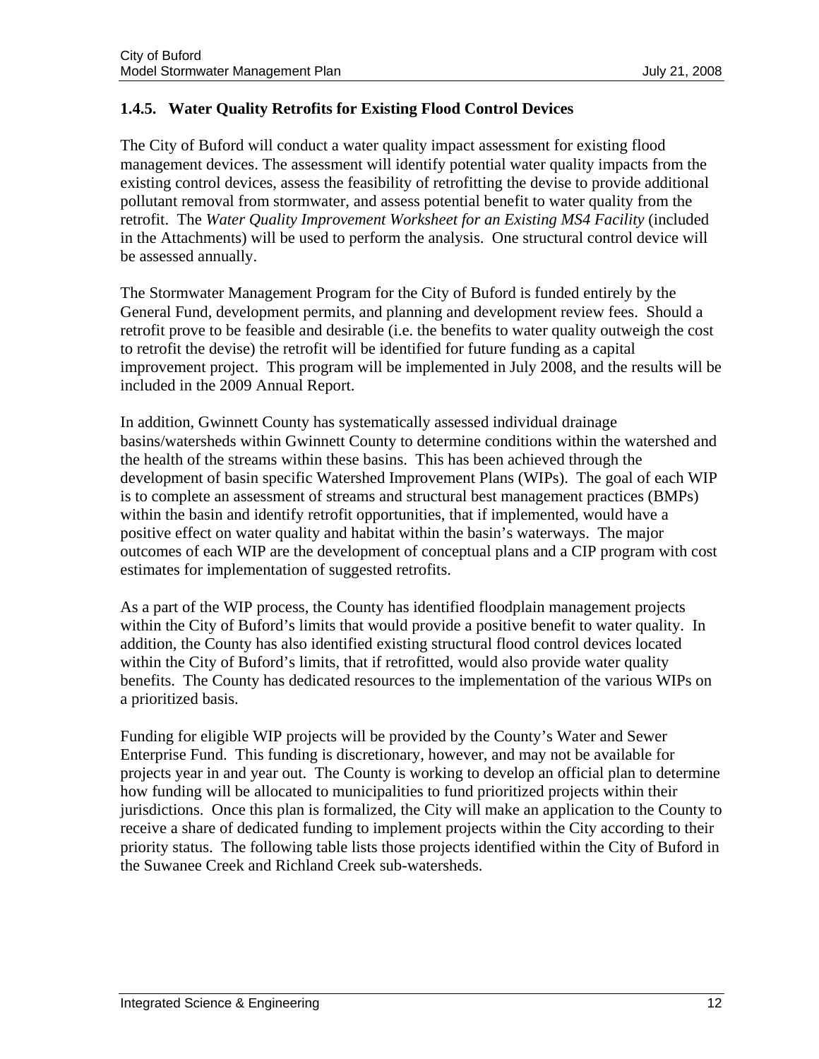### 1.4.5. Water Quality Retrofits for Existing Flood Control Devices

The City of Buford will conduct a water quality impact assessment for existing flood management devices. The assessment will identify potential water quality impacts from the existing control devices, assess the feasibility of retrofitting the devise to provide additional pollutant removal from stormwater, and assess potential benefit to water quality from the retrofit. The *Water Quality Improvement Worksheet for an Existing MS4 Facility* (included in the Attachments) will be used to perform the analysis. One structural control device will be assessed annually.

The Stormwater Management Program for the City of Buford is funded entirely by the General Fund, development permits, and planning and development review fees. Should a retrofit prove to be feasible and desirable (i.e. the benefits to water quality outweigh the cost to retrofit the devise) the retrofit will be identified for future funding as a capital improvement project. This program will be implemented in July 2008, and the results will be included in the 2009 Annual Report.

In addition, Gwinnett County has systematically assessed individual drainage basins/watersheds within Gwinnett County to determine conditions within the watershed and the health of the streams within these basins. This has been achieved through the development of basin specific Watershed Improvement Plans (WIPs). The goal of each WIP is to complete an assessment of streams and structural best management practices (BMPs) within the basin and identify retrofit opportunities, that if implemented, would have a positive effect on water quality and habitat within the basin's waterways. The major outcomes of each WIP are the development of conceptual plans and a CIP program with cost estimates for implementation of suggested retrofits.

As a part of the WIP process, the County has identified floodplain management projects within the City of Buford's limits that would provide a positive benefit to water quality. In addition, the County has also identified existing structural flood control devices located within the City of Buford's limits, that if retrofitted, would also provide water quality benefits. The County has dedicated resources to the implementation of the various WIPs on a prioritized basis.

Funding for eligible WIP projects will be provided by the County's Water and Sewer Enterprise Fund. This funding is discretionary, however, and may not be available for projects year in and year out. The County is working to develop an official plan to determine how funding will be allocated to municipalities to fund prioritized projects within their jurisdictions. Once this plan is formalized, the City will make an application to the County to receive a share of dedicated funding to implement projects within the City according to their priority status. The following table lists those projects identified within the City of Buford in the Suwanee Creek and Richland Creek sub-watersheds.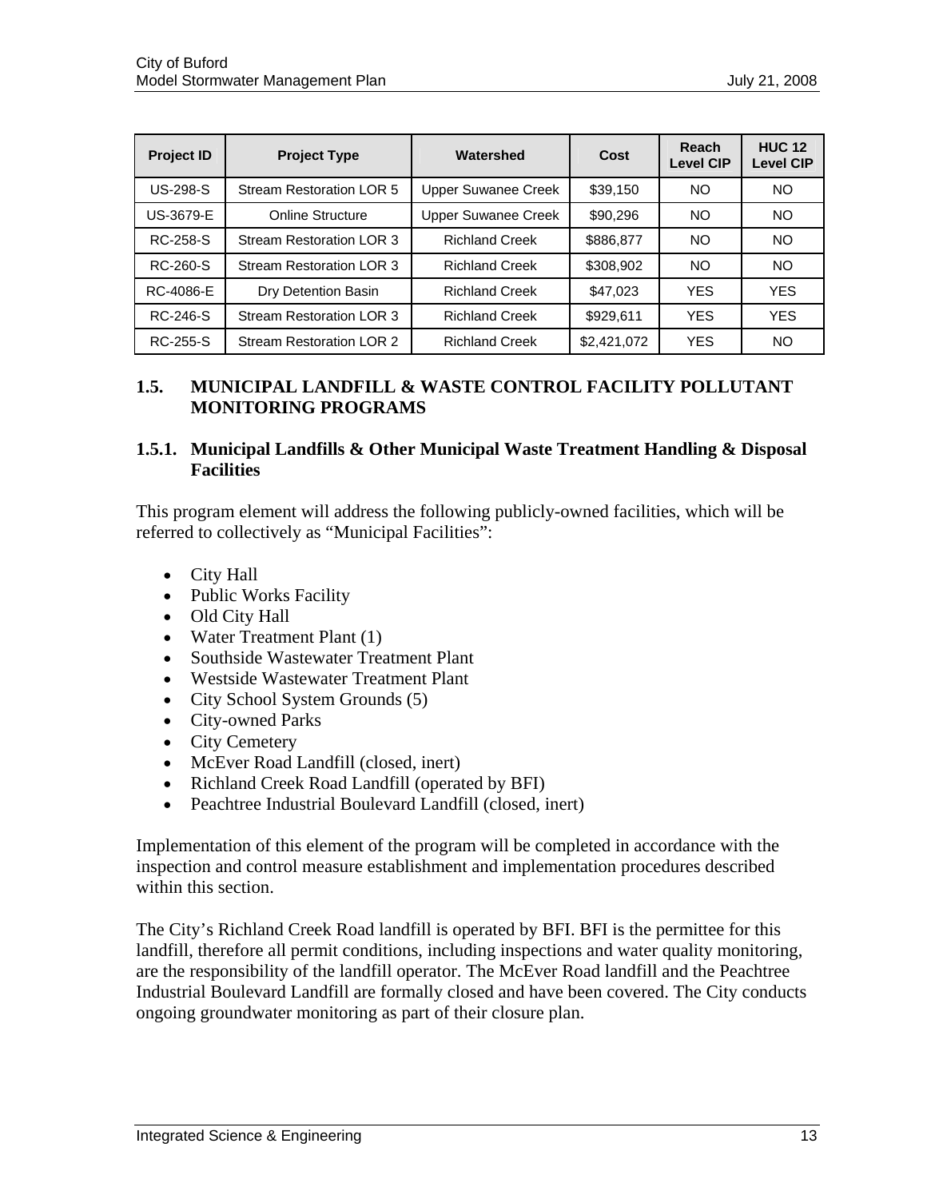| Project ID | Project Type | Watershed | Cost | Reach Level CIP | HUC 12 Level CIP |
|---|---|---|---|---|---|
| US-298-S | Stream Restoration LOR 5 | Upper Suwanee Creek | $39,150 | NO | NO |
| US-3679-E | Online Structure | Upper Suwanee Creek | $90,296 | NO | NO |
| RC-258-S | Stream Restoration LOR 3 | Richland Creek | $886,877 | NO | NO |
| RC-260-S | Stream Restoration LOR 3 | Richland Creek | $308,902 | NO | NO |
| RC-4086-E | Dry Detention Basin | Richland Creek | $47,023 | YES | YES |
| RC-246-S | Stream Restoration LOR 3 | Richland Creek | $929,611 | YES | YES |
| RC-255-S | Stream Restoration LOR 2 | Richland Creek | $2,421,072 | YES | NO |

## 1.5. MUNICIPAL LANDFILL & WASTE CONTROL FACILITY POLLUTANT MONITORING PROGRAMS

### 1.5.1. Municipal Landfills & Other Municipal Waste Treatment Handling & Disposal Facilities

This program element will address the following publicly-owned facilities, which will be referred to collectively as "Municipal Facilities":

- City Hall
- Public Works Facility
- Old City Hall
- Water Treatment Plant (1)
- Southside Wastewater Treatment Plant
- Westside Wastewater Treatment Plant
- City School System Grounds (5)
- City-owned Parks
- City Cemetery
- McEver Road Landfill (closed, inert)
- Richland Creek Road Landfill (operated by BFI)
- Peachtree Industrial Boulevard Landfill (closed, inert)

Implementation of this element of the program will be completed in accordance with the inspection and control measure establishment and implementation procedures described within this section.

The City's Richland Creek Road landfill is operated by BFI. BFI is the permittee for this landfill, therefore all permit conditions, including inspections and water quality monitoring, are the responsibility of the landfill operator. The McEver Road landfill and the Peachtree Industrial Boulevard Landfill are formally closed and have been covered. The City conducts ongoing groundwater monitoring as part of their closure plan.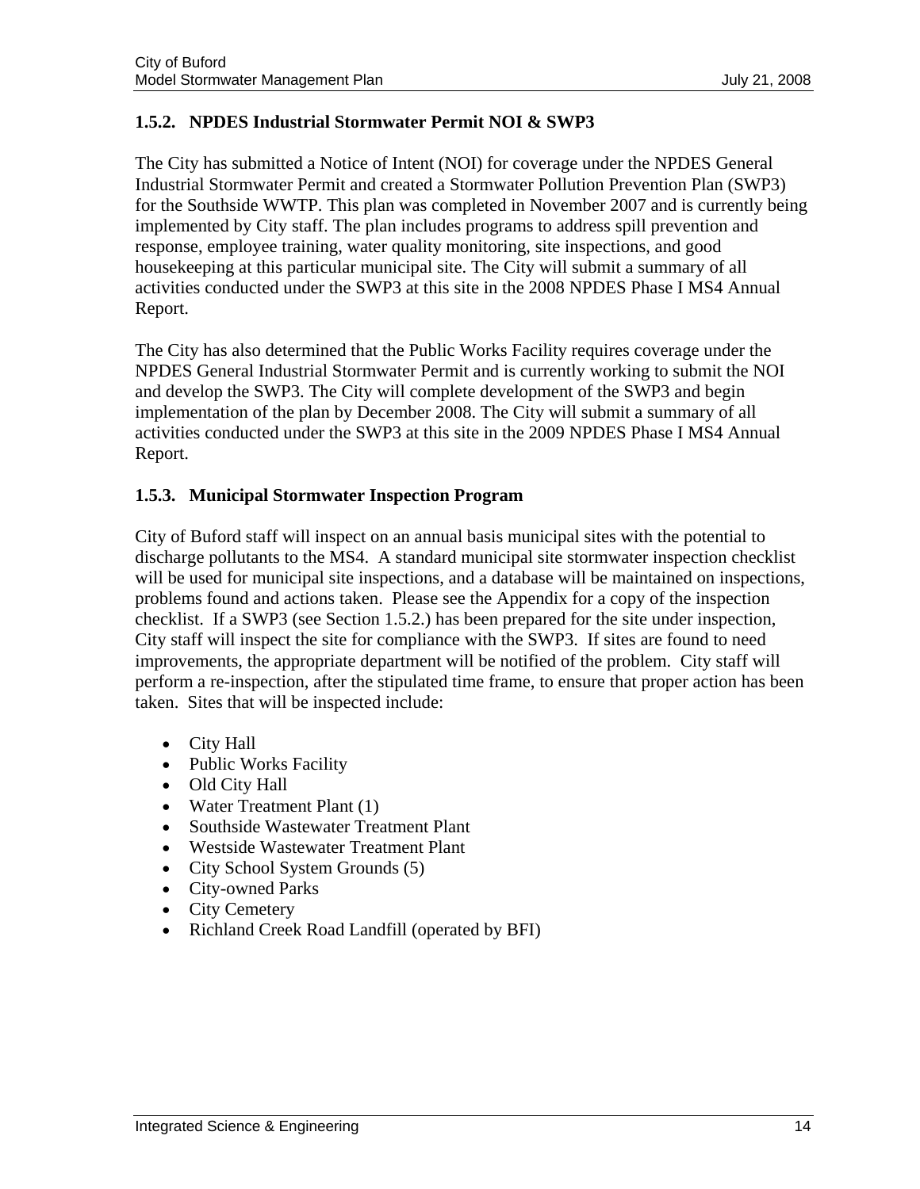### 1.5.2. NPDES Industrial Stormwater Permit NOI & SWP3

The City has submitted a Notice of Intent (NOI) for coverage under the NPDES General Industrial Stormwater Permit and created a Stormwater Pollution Prevention Plan (SWP3) for the Southside WWTP. This plan was completed in November 2007 and is currently being implemented by City staff. The plan includes programs to address spill prevention and response, employee training, water quality monitoring, site inspections, and good housekeeping at this particular municipal site. The City will submit a summary of all activities conducted under the SWP3 at this site in the 2008 NPDES Phase I MS4 Annual Report.

The City has also determined that the Public Works Facility requires coverage under the NPDES General Industrial Stormwater Permit and is currently working to submit the NOI and develop the SWP3. The City will complete development of the SWP3 and begin implementation of the plan by December 2008. The City will submit a summary of all activities conducted under the SWP3 at this site in the 2009 NPDES Phase I MS4 Annual Report.

### 1.5.3. Municipal Stormwater Inspection Program

City of Buford staff will inspect on an annual basis municipal sites with the potential to discharge pollutants to the MS4. A standard municipal site stormwater inspection checklist will be used for municipal site inspections, and a database will be maintained on inspections, problems found and actions taken. Please see the Appendix for a copy of the inspection checklist. If a SWP3 (see Section 1.5.2.) has been prepared for the site under inspection, City staff will inspect the site for compliance with the SWP3. If sites are found to need improvements, the appropriate department will be notified of the problem. City staff will perform a re-inspection, after the stipulated time frame, to ensure that proper action has been taken. Sites that will be inspected include:

- City Hall
- Public Works Facility
- Old City Hall
- Water Treatment Plant (1)
- Southside Wastewater Treatment Plant
- Westside Wastewater Treatment Plant
- City School System Grounds (5)
- City-owned Parks
- City Cemetery
- Richland Creek Road Landfill (operated by BFI)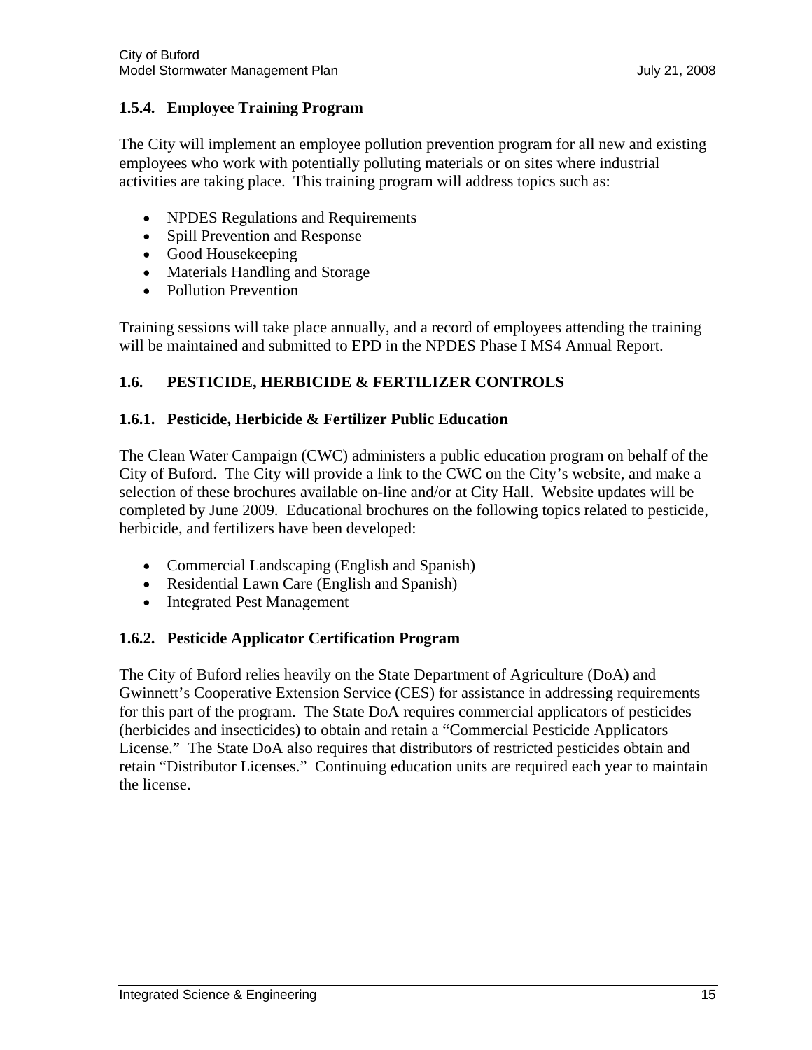### 1.5.4. Employee Training Program

The City will implement an employee pollution prevention program for all new and existing employees who work with potentially polluting materials or on sites where industrial activities are taking place. This training program will address topics such as:

- NPDES Regulations and Requirements
- Spill Prevention and Response
- Good Housekeeping
- Materials Handling and Storage
- Pollution Prevention

Training sessions will take place annually, and a record of employees attending the training will be maintained and submitted to EPD in the NPDES Phase I MS4 Annual Report.

## 1.6. PESTICIDE, HERBICIDE & FERTILIZER CONTROLS

### 1.6.1. Pesticide, Herbicide & Fertilizer Public Education

The Clean Water Campaign (CWC) administers a public education program on behalf of the City of Buford. The City will provide a link to the CWC on the City's website, and make a selection of these brochures available on-line and/or at City Hall. Website updates will be completed by June 2009. Educational brochures on the following topics related to pesticide, herbicide, and fertilizers have been developed:

- Commercial Landscaping (English and Spanish)
- Residential Lawn Care (English and Spanish)
- Integrated Pest Management

### 1.6.2. Pesticide Applicator Certification Program

The City of Buford relies heavily on the State Department of Agriculture (DoA) and Gwinnett's Cooperative Extension Service (CES) for assistance in addressing requirements for this part of the program. The State DoA requires commercial applicators of pesticides (herbicides and insecticides) to obtain and retain a "Commercial Pesticide Applicators License." The State DoA also requires that distributors of restricted pesticides obtain and retain "Distributor Licenses." Continuing education units are required each year to maintain the license.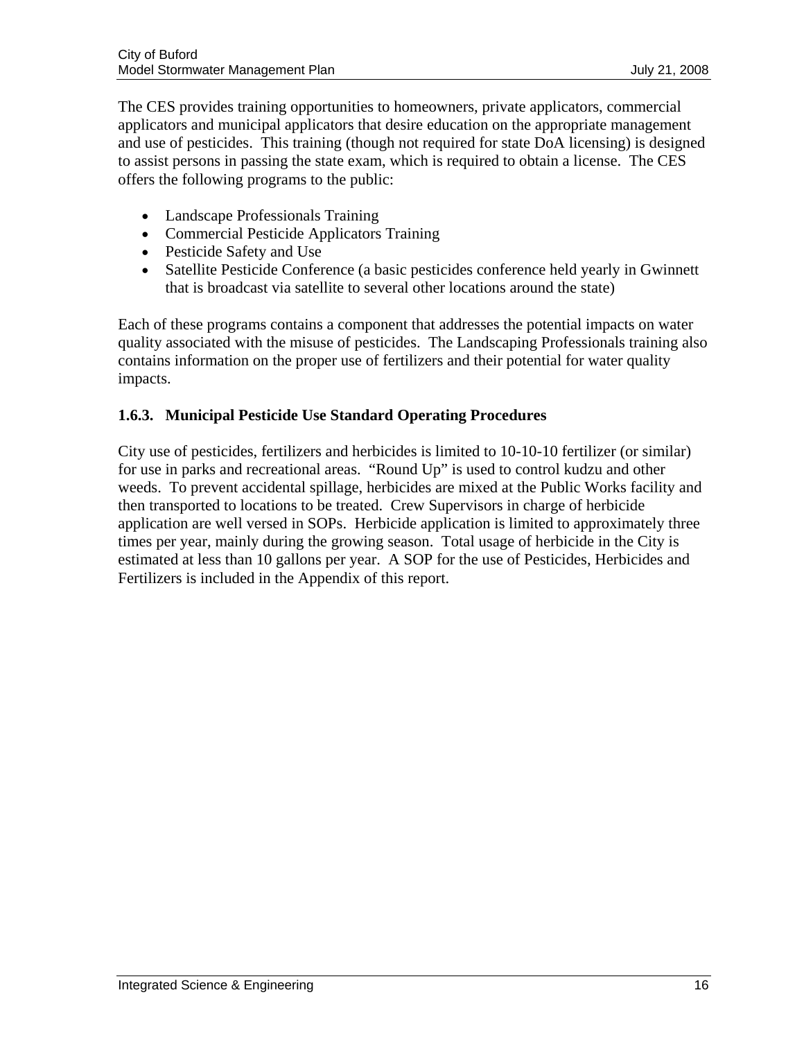The CES provides training opportunities to homeowners, private applicators, commercial applicators and municipal applicators that desire education on the appropriate management and use of pesticides. This training (though not required for state DoA licensing) is designed to assist persons in passing the state exam, which is required to obtain a license. The CES offers the following programs to the public:

- Landscape Professionals Training
- Commercial Pesticide Applicators Training
- Pesticide Safety and Use
- Satellite Pesticide Conference (a basic pesticides conference held yearly in Gwinnett that is broadcast via satellite to several other locations around the state)

Each of these programs contains a component that addresses the potential impacts on water quality associated with the misuse of pesticides. The Landscaping Professionals training also contains information on the proper use of fertilizers and their potential for water quality impacts.

### 1.6.3. Municipal Pesticide Use Standard Operating Procedures

City use of pesticides, fertilizers and herbicides is limited to 10-10-10 fertilizer (or similar) for use in parks and recreational areas. "Round Up" is used to control kudzu and other weeds. To prevent accidental spillage, herbicides are mixed at the Public Works facility and then transported to locations to be treated. Crew Supervisors in charge of herbicide application are well versed in SOPs. Herbicide application is limited to approximately three times per year, mainly during the growing season. Total usage of herbicide in the City is estimated at less than 10 gallons per year. A SOP for the use of Pesticides, Herbicides and Fertilizers is included in the Appendix of this report.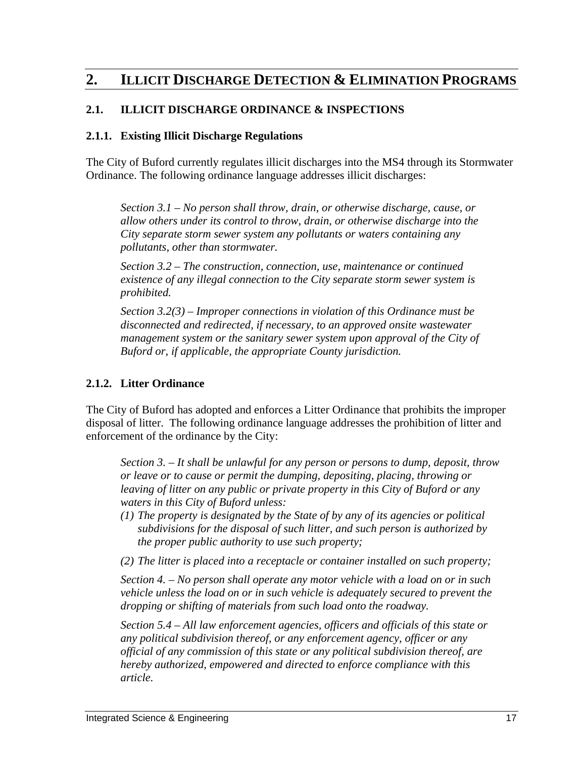# 2. ILLICIT DISCHARGE DETECTION & ELIMINATION PROGRAMS

## 2.1. ILLICIT DISCHARGE ORDINANCE & INSPECTIONS

### 2.1.1. Existing Illicit Discharge Regulations

The City of Buford currently regulates illicit discharges into the MS4 through its Stormwater Ordinance. The following ordinance language addresses illicit discharges:

> *Section 3.1 – No person shall throw, drain, or otherwise discharge, cause, or allow others under its control to throw, drain, or otherwise discharge into the City separate storm sewer system any pollutants or waters containing any pollutants, other than stormwater.*
>
> *Section 3.2 – The construction, connection, use, maintenance or continued existence of any illegal connection to the City separate storm sewer system is prohibited.*
>
> *Section 3.2(3) – Improper connections in violation of this Ordinance must be disconnected and redirected, if necessary, to an approved onsite wastewater management system or the sanitary sewer system upon approval of the City of Buford or, if applicable, the appropriate County jurisdiction.*

### 2.1.2. Litter Ordinance

The City of Buford has adopted and enforces a Litter Ordinance that prohibits the improper disposal of litter. The following ordinance language addresses the prohibition of litter and enforcement of the ordinance by the City:

> *Section 3. – It shall be unlawful for any person or persons to dump, deposit, throw or leave or to cause or permit the dumping, depositing, placing, throwing or leaving of litter on any public or private property in this City of Buford or any waters in this City of Buford unless:*
>
> *(1) The property is designated by the State of by any of its agencies or political subdivisions for the disposal of such litter, and such person is authorized by the proper public authority to use such property;*
>
> *(2) The litter is placed into a receptacle or container installed on such property;*
>
> *Section 4. – No person shall operate any motor vehicle with a load on or in such vehicle unless the load on or in such vehicle is adequately secured to prevent the dropping or shifting of materials from such load onto the roadway.*
>
> *Section 5.4 – All law enforcement agencies, officers and officials of this state or any political subdivision thereof, or any enforcement agency, officer or any official of any commission of this state or any political subdivision thereof, are hereby authorized, empowered and directed to enforce compliance with this article.*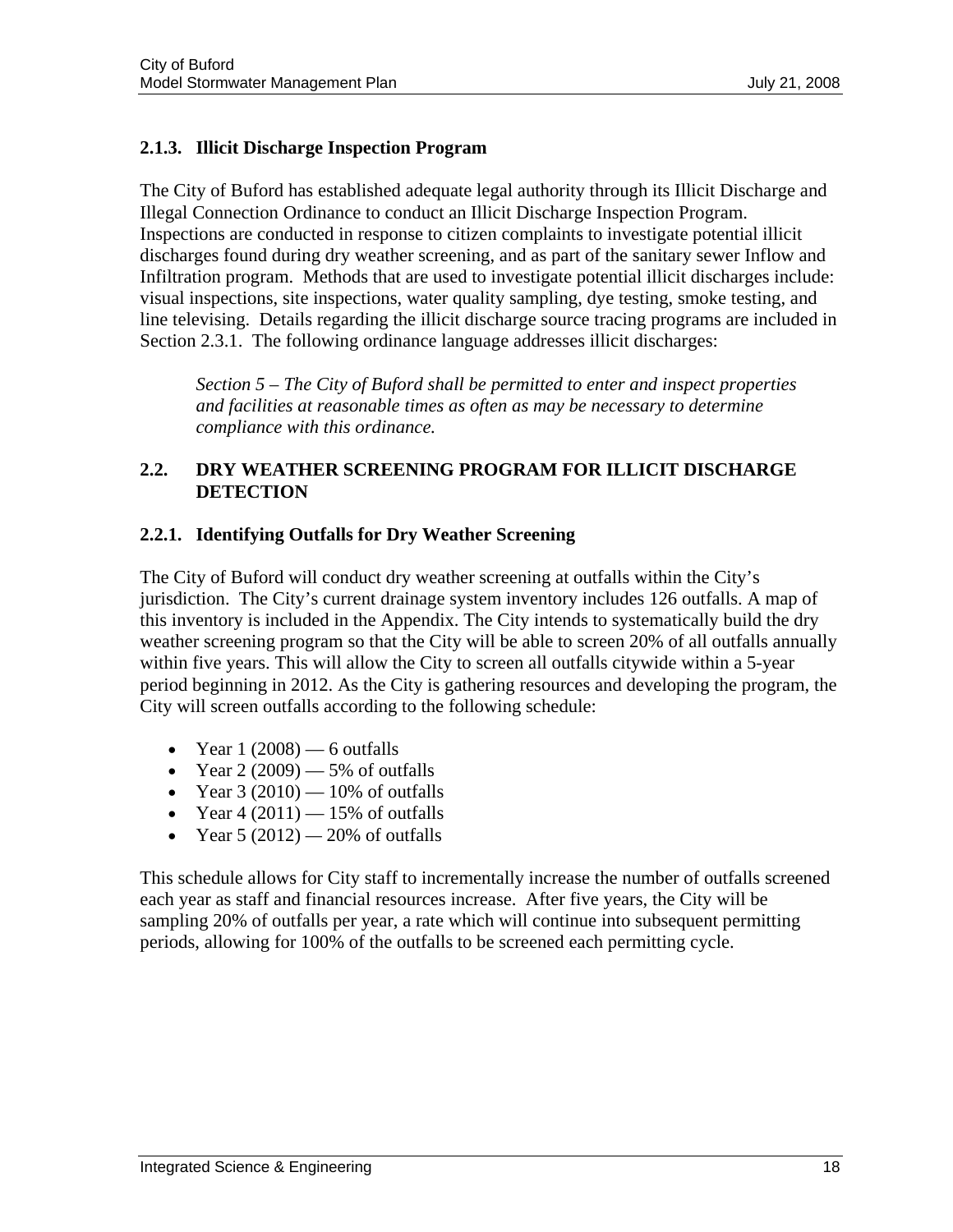### 2.1.3. Illicit Discharge Inspection Program

The City of Buford has established adequate legal authority through its Illicit Discharge and Illegal Connection Ordinance to conduct an Illicit Discharge Inspection Program. Inspections are conducted in response to citizen complaints to investigate potential illicit discharges found during dry weather screening, and as part of the sanitary sewer Inflow and Infiltration program. Methods that are used to investigate potential illicit discharges include: visual inspections, site inspections, water quality sampling, dye testing, smoke testing, and line televising. Details regarding the illicit discharge source tracing programs are included in Section 2.3.1. The following ordinance language addresses illicit discharges:

> *Section 5 – The City of Buford shall be permitted to enter and inspect properties and facilities at reasonable times as often as may be necessary to determine compliance with this ordinance.*

## 2.2. DRY WEATHER SCREENING PROGRAM FOR ILLICIT DISCHARGE DETECTION

### 2.2.1. Identifying Outfalls for Dry Weather Screening

The City of Buford will conduct dry weather screening at outfalls within the City's jurisdiction. The City's current drainage system inventory includes 126 outfalls. A map of this inventory is included in the Appendix. The City intends to systematically build the dry weather screening program so that the City will be able to screen 20% of all outfalls annually within five years. This will allow the City to screen all outfalls citywide within a 5-year period beginning in 2012. As the City is gathering resources and developing the program, the City will screen outfalls according to the following schedule:

- Year 1 (2008) — 6 outfalls
- Year 2 (2009) — 5% of outfalls
- Year 3 (2010) — 10% of outfalls
- Year 4 (2011) — 15% of outfalls
- Year 5 (2012) — 20% of outfalls

This schedule allows for City staff to incrementally increase the number of outfalls screened each year as staff and financial resources increase. After five years, the City will be sampling 20% of outfalls per year, a rate which will continue into subsequent permitting periods, allowing for 100% of the outfalls to be screened each permitting cycle.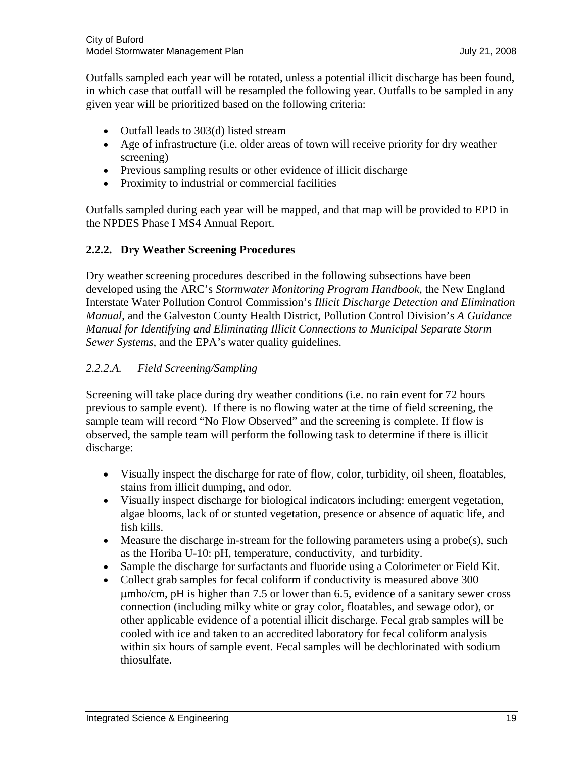Outfalls sampled each year will be rotated, unless a potential illicit discharge has been found, in which case that outfall will be resampled the following year. Outfalls to be sampled in any given year will be prioritized based on the following criteria:

- Outfall leads to 303(d) listed stream
- Age of infrastructure (i.e. older areas of town will receive priority for dry weather screening)
- Previous sampling results or other evidence of illicit discharge
- Proximity to industrial or commercial facilities

Outfalls sampled during each year will be mapped, and that map will be provided to EPD in the NPDES Phase I MS4 Annual Report.

### 2.2.2. Dry Weather Screening Procedures

Dry weather screening procedures described in the following subsections have been developed using the ARC's *Stormwater Monitoring Program Handbook*, the New England Interstate Water Pollution Control Commission's *Illicit Discharge Detection and Elimination Manual*, and the Galveston County Health District, Pollution Control Division's *A Guidance Manual for Identifying and Eliminating Illicit Connections to Municipal Separate Storm Sewer Systems*, and the EPA's water quality guidelines.

#### *2.2.2.A. Field Screening/Sampling*

Screening will take place during dry weather conditions (i.e. no rain event for 72 hours previous to sample event). If there is no flowing water at the time of field screening, the sample team will record "No Flow Observed" and the screening is complete. If flow is observed, the sample team will perform the following task to determine if there is illicit discharge:

- Visually inspect the discharge for rate of flow, color, turbidity, oil sheen, floatables, stains from illicit dumping, and odor.
- Visually inspect discharge for biological indicators including: emergent vegetation, algae blooms, lack of or stunted vegetation, presence or absence of aquatic life, and fish kills.
- Measure the discharge in-stream for the following parameters using a probe(s), such as the Horiba U-10: pH, temperature, conductivity, and turbidity.
- Sample the discharge for surfactants and fluoride using a Colorimeter or Field Kit.
- Collect grab samples for fecal coliform if conductivity is measured above 300 μmho/cm, pH is higher than 7.5 or lower than 6.5, evidence of a sanitary sewer cross connection (including milky white or gray color, floatables, and sewage odor), or other applicable evidence of a potential illicit discharge. Fecal grab samples will be cooled with ice and taken to an accredited laboratory for fecal coliform analysis within six hours of sample event. Fecal samples will be dechlorinated with sodium thiosulfate.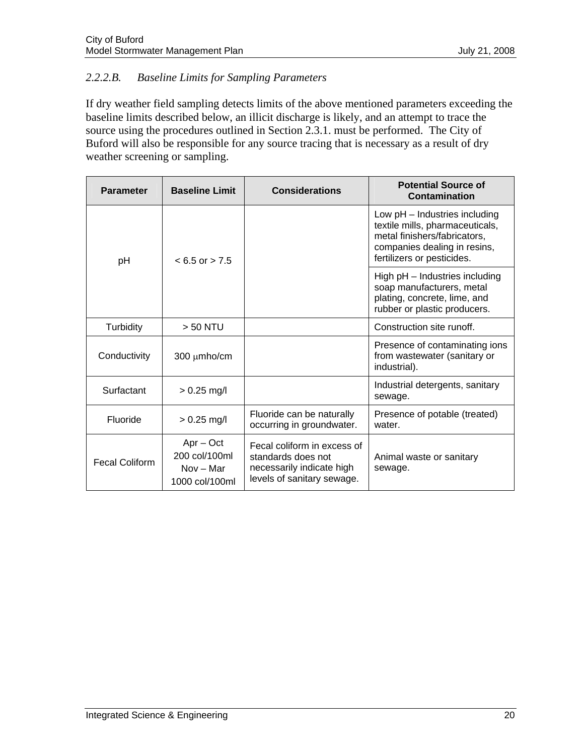### 2.2.2.B. Baseline Limits for Sampling Parameters

If dry weather field sampling detects limits of the above mentioned parameters exceeding the baseline limits described below, an illicit discharge is likely, and an attempt to trace the source using the procedures outlined in Section 2.3.1. must be performed. The City of Buford will also be responsible for any source tracing that is necessary as a result of dry weather screening or sampling.

| Parameter | Baseline Limit | Considerations | Potential Source of Contamination |
|---|---|---|---|
| pH | < 6.5 or > 7.5 | | Low pH – Industries including textile mills, pharmaceuticals, metal finishers/fabricators, companies dealing in resins, fertilizers or pesticides. |
| | | | High pH – Industries including soap manufacturers, metal plating, concrete, lime, and rubber or plastic producers. |
| Turbidity | > 50 NTU | | Construction site runoff. |
| Conductivity | 300 μmho/cm | | Presence of contaminating ions from wastewater (sanitary or industrial). |
| Surfactant | > 0.25 mg/l | | Industrial detergents, sanitary sewage. |
| Fluoride | > 0.25 mg/l | Fluoride can be naturally occurring in groundwater. | Presence of potable (treated) water. |
| Fecal Coliform | Apr – Oct 200 col/100ml Nov – Mar 1000 col/100ml | Fecal coliform in excess of standards does not necessarily indicate high levels of sanitary sewage. | Animal waste or sanitary sewage. |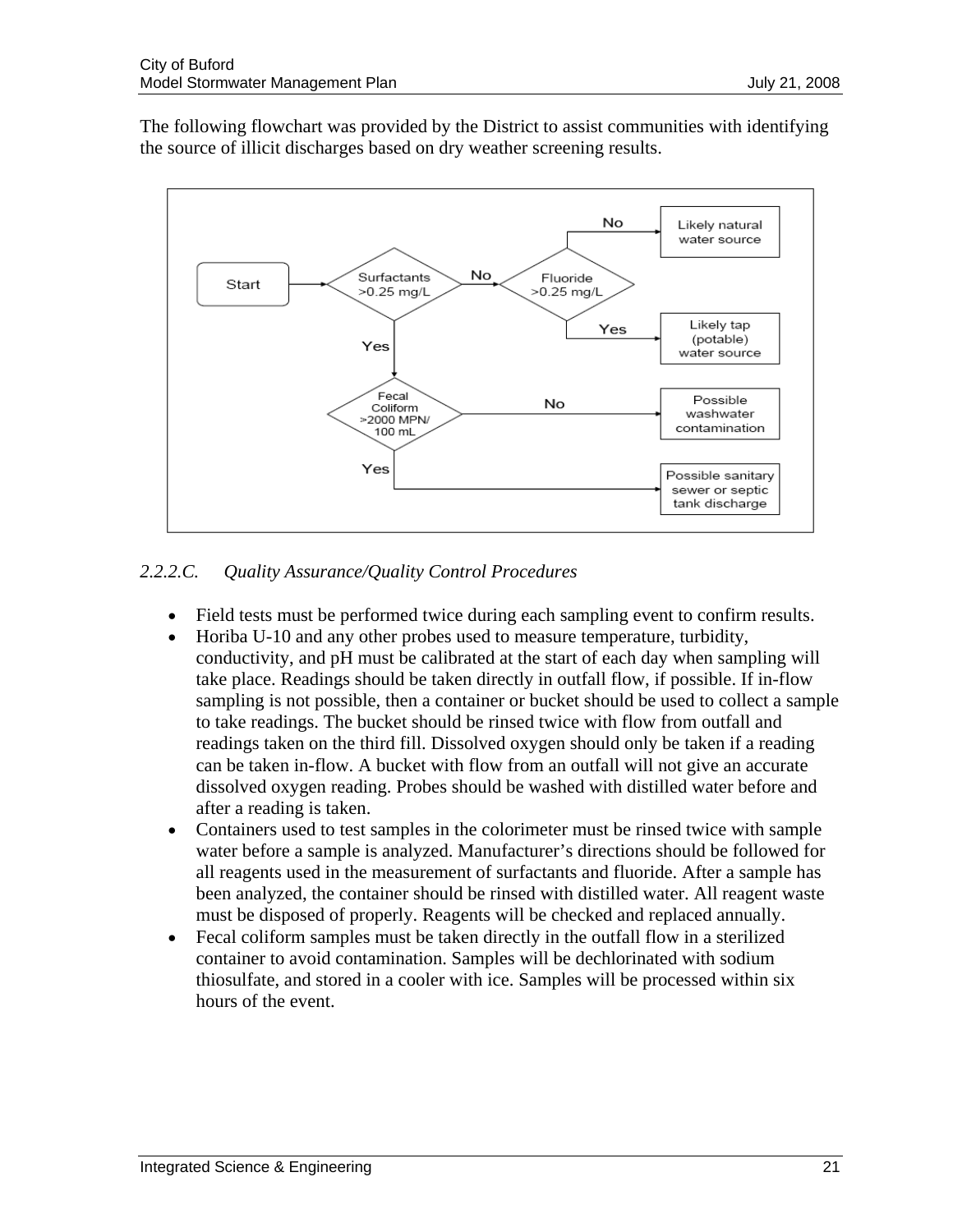The following flowchart was provided by the District to assist communities with identifying the source of illicit discharges based on dry weather screening results.

Start → Surfactants >0.25 mg/L

- No → Fluoride >0.25 mg/L
  - No → Likely natural water source
  - Yes → Likely tap (potable) water source
- Yes → Fecal Coliform >2000 MPN/ 100 mL
  - No → Possible washwater contamination
  - Yes → Possible sanitary sewer or septic tank discharge

*2.2.2.C. Quality Assurance/Quality Control Procedures*

- Field tests must be performed twice during each sampling event to confirm results.
- Horiba U-10 and any other probes used to measure temperature, turbidity, conductivity, and pH must be calibrated at the start of each day when sampling will take place. Readings should be taken directly in outfall flow, if possible. If in-flow sampling is not possible, then a container or bucket should be used to collect a sample to take readings. The bucket should be rinsed twice with flow from outfall and readings taken on the third fill. Dissolved oxygen should only be taken if a reading can be taken in-flow. A bucket with flow from an outfall will not give an accurate dissolved oxygen reading. Probes should be washed with distilled water before and after a reading is taken.
- Containers used to test samples in the colorimeter must be rinsed twice with sample water before a sample is analyzed. Manufacturer's directions should be followed for all reagents used in the measurement of surfactants and fluoride. After a sample has been analyzed, the container should be rinsed with distilled water. All reagent waste must be disposed of properly. Reagents will be checked and replaced annually.
- Fecal coliform samples must be taken directly in the outfall flow in a sterilized container to avoid contamination. Samples will be dechlorinated with sodium thiosulfate, and stored in a cooler with ice. Samples will be processed within six hours of the event.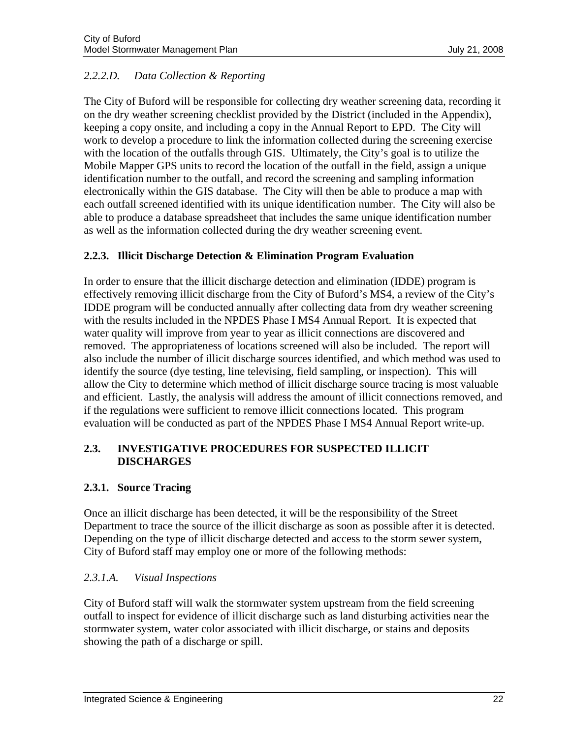*2.2.2.D. Data Collection & Reporting*

The City of Buford will be responsible for collecting dry weather screening data, recording it on the dry weather screening checklist provided by the District (included in the Appendix), keeping a copy onsite, and including a copy in the Annual Report to EPD. The City will work to develop a procedure to link the information collected during the screening exercise with the location of the outfalls through GIS. Ultimately, the City's goal is to utilize the Mobile Mapper GPS units to record the location of the outfall in the field, assign a unique identification number to the outfall, and record the screening and sampling information electronically within the GIS database. The City will then be able to produce a map with each outfall screened identified with its unique identification number. The City will also be able to produce a database spreadsheet that includes the same unique identification number as well as the information collected during the dry weather screening event.

### 2.2.3. Illicit Discharge Detection & Elimination Program Evaluation

In order to ensure that the illicit discharge detection and elimination (IDDE) program is effectively removing illicit discharge from the City of Buford's MS4, a review of the City's IDDE program will be conducted annually after collecting data from dry weather screening with the results included in the NPDES Phase I MS4 Annual Report. It is expected that water quality will improve from year to year as illicit connections are discovered and removed. The appropriateness of locations screened will also be included. The report will also include the number of illicit discharge sources identified, and which method was used to identify the source (dye testing, line televising, field sampling, or inspection). This will allow the City to determine which method of illicit discharge source tracing is most valuable and efficient. Lastly, the analysis will address the amount of illicit connections removed, and if the regulations were sufficient to remove illicit connections located. This program evaluation will be conducted as part of the NPDES Phase I MS4 Annual Report write-up.

## 2.3. INVESTIGATIVE PROCEDURES FOR SUSPECTED ILLICIT DISCHARGES

### 2.3.1. Source Tracing

Once an illicit discharge has been detected, it will be the responsibility of the Street Department to trace the source of the illicit discharge as soon as possible after it is detected. Depending on the type of illicit discharge detected and access to the storm sewer system, City of Buford staff may employ one or more of the following methods:

*2.3.1.A. Visual Inspections*

City of Buford staff will walk the stormwater system upstream from the field screening outfall to inspect for evidence of illicit discharge such as land disturbing activities near the stormwater system, water color associated with illicit discharge, or stains and deposits showing the path of a discharge or spill.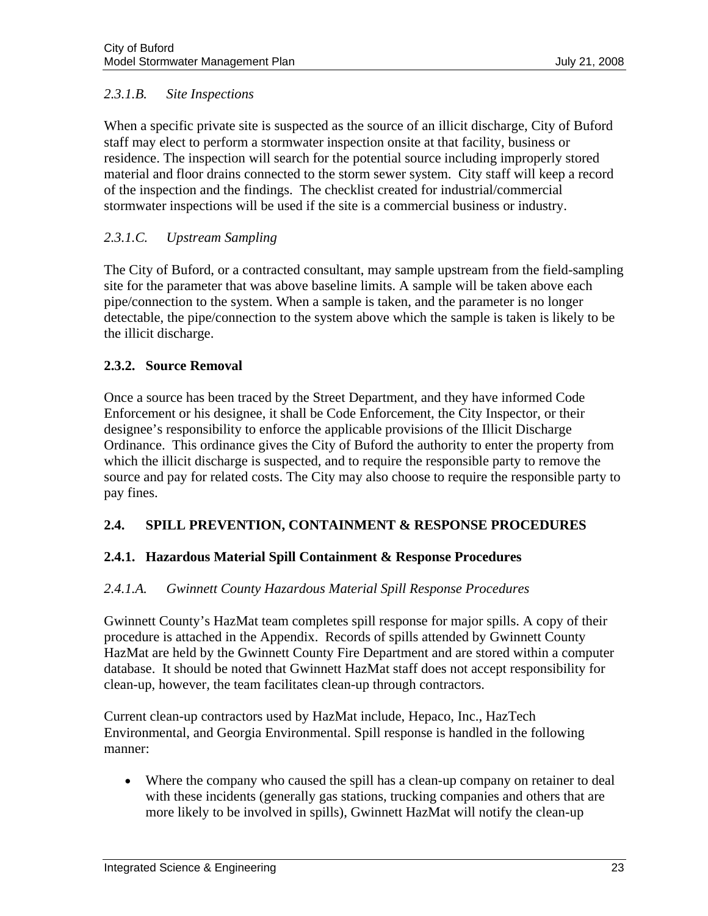#### *2.3.1.B. Site Inspections*

When a specific private site is suspected as the source of an illicit discharge, City of Buford staff may elect to perform a stormwater inspection onsite at that facility, business or residence. The inspection will search for the potential source including improperly stored material and floor drains connected to the storm sewer system. City staff will keep a record of the inspection and the findings. The checklist created for industrial/commercial stormwater inspections will be used if the site is a commercial business or industry.

#### *2.3.1.C. Upstream Sampling*

The City of Buford, or a contracted consultant, may sample upstream from the field-sampling site for the parameter that was above baseline limits. A sample will be taken above each pipe/connection to the system. When a sample is taken, and the parameter is no longer detectable, the pipe/connection to the system above which the sample is taken is likely to be the illicit discharge.

### 2.3.2. Source Removal

Once a source has been traced by the Street Department, and they have informed Code Enforcement or his designee, it shall be Code Enforcement, the City Inspector, or their designee's responsibility to enforce the applicable provisions of the Illicit Discharge Ordinance. This ordinance gives the City of Buford the authority to enter the property from which the illicit discharge is suspected, and to require the responsible party to remove the source and pay for related costs. The City may also choose to require the responsible party to pay fines.

## 2.4. SPILL PREVENTION, CONTAINMENT & RESPONSE PROCEDURES

### 2.4.1. Hazardous Material Spill Containment & Response Procedures

#### *2.4.1.A. Gwinnett County Hazardous Material Spill Response Procedures*

Gwinnett County's HazMat team completes spill response for major spills. A copy of their procedure is attached in the Appendix. Records of spills attended by Gwinnett County HazMat are held by the Gwinnett County Fire Department and are stored within a computer database. It should be noted that Gwinnett HazMat staff does not accept responsibility for clean-up, however, the team facilitates clean-up through contractors.

Current clean-up contractors used by HazMat include, Hepaco, Inc., HazTech Environmental, and Georgia Environmental. Spill response is handled in the following manner:

- Where the company who caused the spill has a clean-up company on retainer to deal with these incidents (generally gas stations, trucking companies and others that are more likely to be involved in spills), Gwinnett HazMat will notify the clean-up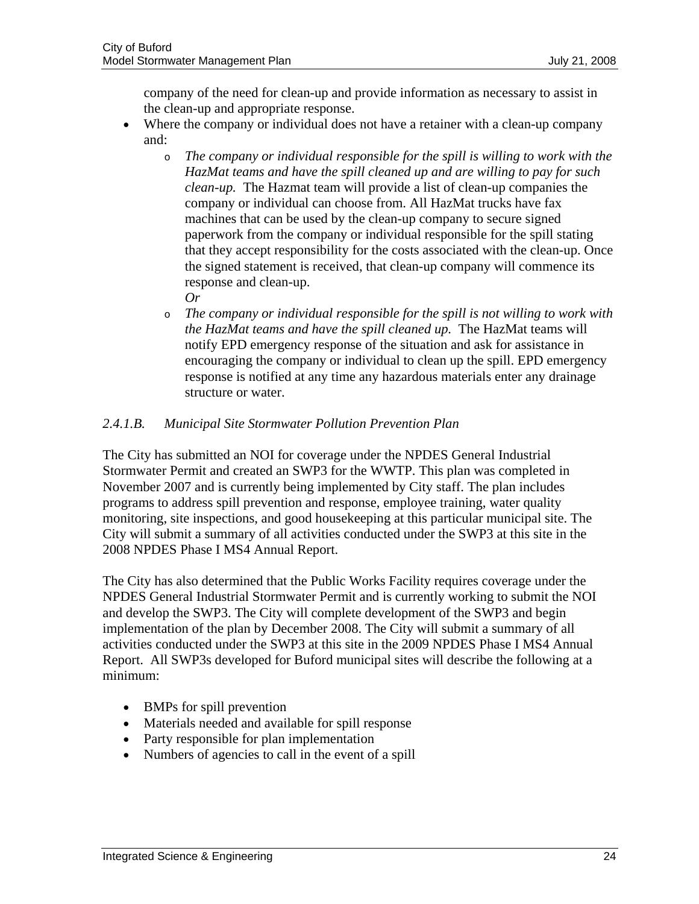company of the need for clean-up and provide information as necessary to assist in the clean-up and appropriate response.

- Where the company or individual does not have a retainer with a clean-up company and:
  - *The company or individual responsible for the spill is willing to work with the HazMat teams and have the spill cleaned up and are willing to pay for such clean-up.* The Hazmat team will provide a list of clean-up companies the company or individual can choose from. All HazMat trucks have fax machines that can be used by the clean-up company to secure signed paperwork from the company or individual responsible for the spill stating that they accept responsibility for the costs associated with the clean-up. Once the signed statement is received, that clean-up company will commence its response and clean-up.
    *Or*
  - *The company or individual responsible for the spill is not willing to work with the HazMat teams and have the spill cleaned up.* The HazMat teams will notify EPD emergency response of the situation and ask for assistance in encouraging the company or individual to clean up the spill. EPD emergency response is notified at any time any hazardous materials enter any drainage structure or water.

*2.4.1.B. Municipal Site Stormwater Pollution Prevention Plan*

The City has submitted an NOI for coverage under the NPDES General Industrial Stormwater Permit and created an SWP3 for the WWTP. This plan was completed in November 2007 and is currently being implemented by City staff. The plan includes programs to address spill prevention and response, employee training, water quality monitoring, site inspections, and good housekeeping at this particular municipal site. The City will submit a summary of all activities conducted under the SWP3 at this site in the 2008 NPDES Phase I MS4 Annual Report.

The City has also determined that the Public Works Facility requires coverage under the NPDES General Industrial Stormwater Permit and is currently working to submit the NOI and develop the SWP3. The City will complete development of the SWP3 and begin implementation of the plan by December 2008. The City will submit a summary of all activities conducted under the SWP3 at this site in the 2009 NPDES Phase I MS4 Annual Report. All SWP3s developed for Buford municipal sites will describe the following at a minimum:

- BMPs for spill prevention
- Materials needed and available for spill response
- Party responsible for plan implementation
- Numbers of agencies to call in the event of a spill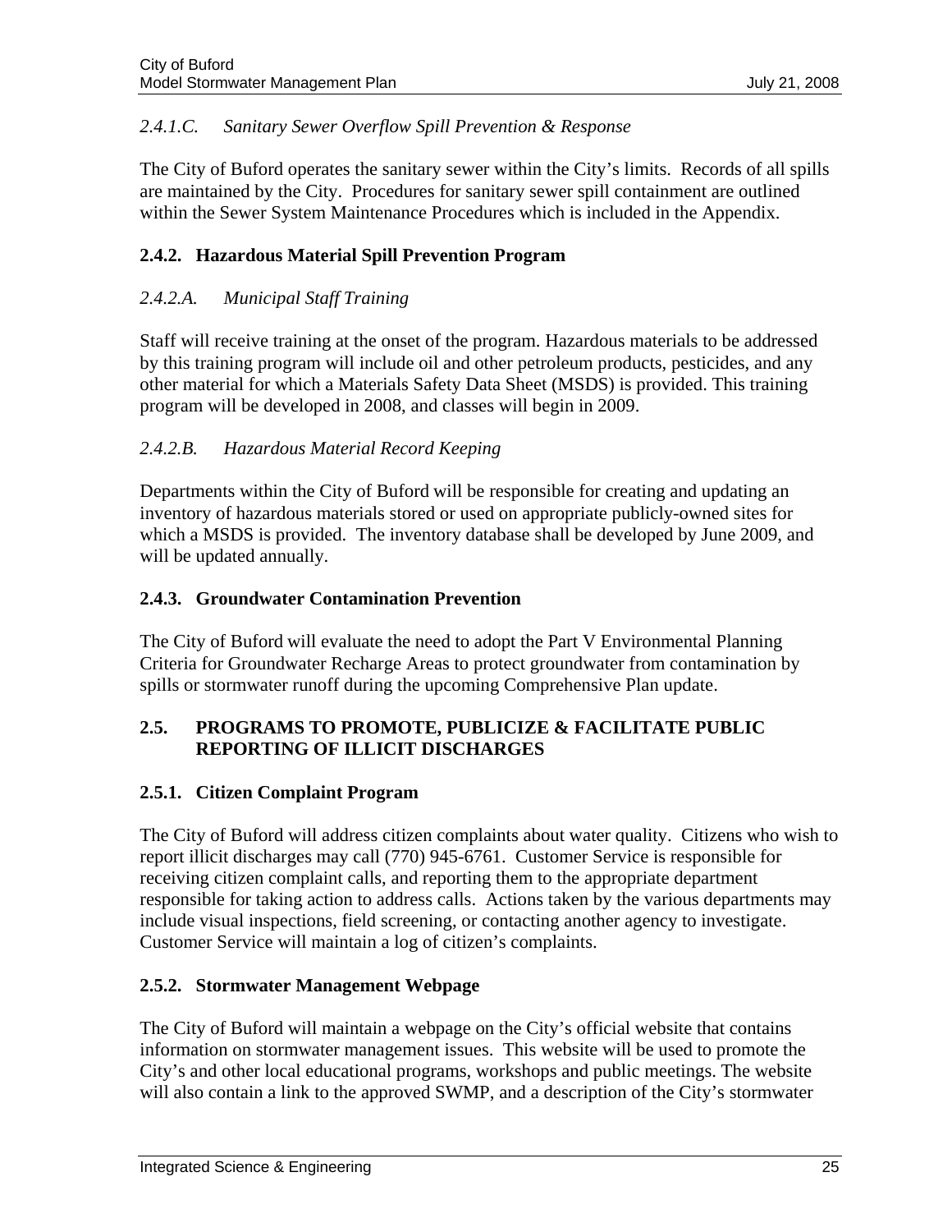*2.4.1.C. Sanitary Sewer Overflow Spill Prevention & Response*

The City of Buford operates the sanitary sewer within the City's limits. Records of all spills are maintained by the City. Procedures for sanitary sewer spill containment are outlined within the Sewer System Maintenance Procedures which is included in the Appendix.

### 2.4.2. Hazardous Material Spill Prevention Program

*2.4.2.A. Municipal Staff Training*

Staff will receive training at the onset of the program. Hazardous materials to be addressed by this training program will include oil and other petroleum products, pesticides, and any other material for which a Materials Safety Data Sheet (MSDS) is provided. This training program will be developed in 2008, and classes will begin in 2009.

*2.4.2.B. Hazardous Material Record Keeping*

Departments within the City of Buford will be responsible for creating and updating an inventory of hazardous materials stored or used on appropriate publicly-owned sites for which a MSDS is provided. The inventory database shall be developed by June 2009, and will be updated annually.

### 2.4.3. Groundwater Contamination Prevention

The City of Buford will evaluate the need to adopt the Part V Environmental Planning Criteria for Groundwater Recharge Areas to protect groundwater from contamination by spills or stormwater runoff during the upcoming Comprehensive Plan update.

## 2.5. PROGRAMS TO PROMOTE, PUBLICIZE & FACILITATE PUBLIC REPORTING OF ILLICIT DISCHARGES

### 2.5.1. Citizen Complaint Program

The City of Buford will address citizen complaints about water quality. Citizens who wish to report illicit discharges may call (770) 945-6761. Customer Service is responsible for receiving citizen complaint calls, and reporting them to the appropriate department responsible for taking action to address calls. Actions taken by the various departments may include visual inspections, field screening, or contacting another agency to investigate. Customer Service will maintain a log of citizen's complaints.

### 2.5.2. Stormwater Management Webpage

The City of Buford will maintain a webpage on the City's official website that contains information on stormwater management issues. This website will be used to promote the City's and other local educational programs, workshops and public meetings. The website will also contain a link to the approved SWMP, and a description of the City's stormwater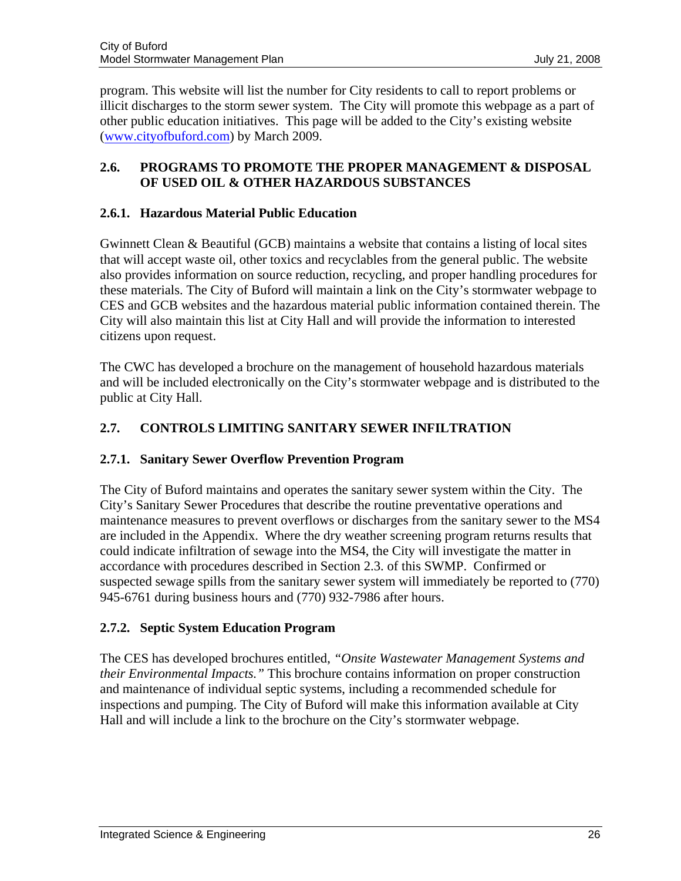program. This website will list the number for City residents to call to report problems or illicit discharges to the storm sewer system. The City will promote this webpage as a part of other public education initiatives. This page will be added to the City's existing website (www.cityofbuford.com) by March 2009.

## 2.6. PROGRAMS TO PROMOTE THE PROPER MANAGEMENT & DISPOSAL OF USED OIL & OTHER HAZARDOUS SUBSTANCES

### 2.6.1. Hazardous Material Public Education

Gwinnett Clean & Beautiful (GCB) maintains a website that contains a listing of local sites that will accept waste oil, other toxics and recyclables from the general public. The website also provides information on source reduction, recycling, and proper handling procedures for these materials. The City of Buford will maintain a link on the City's stormwater webpage to CES and GCB websites and the hazardous material public information contained therein. The City will also maintain this list at City Hall and will provide the information to interested citizens upon request.

The CWC has developed a brochure on the management of household hazardous materials and will be included electronically on the City's stormwater webpage and is distributed to the public at City Hall.

## 2.7. CONTROLS LIMITING SANITARY SEWER INFILTRATION

### 2.7.1. Sanitary Sewer Overflow Prevention Program

The City of Buford maintains and operates the sanitary sewer system within the City. The City's Sanitary Sewer Procedures that describe the routine preventative operations and maintenance measures to prevent overflows or discharges from the sanitary sewer to the MS4 are included in the Appendix. Where the dry weather screening program returns results that could indicate infiltration of sewage into the MS4, the City will investigate the matter in accordance with procedures described in Section 2.3. of this SWMP. Confirmed or suspected sewage spills from the sanitary sewer system will immediately be reported to (770) 945-6761 during business hours and (770) 932-7986 after hours.

### 2.7.2. Septic System Education Program

The CES has developed brochures entitled, *"Onsite Wastewater Management Systems and their Environmental Impacts."* This brochure contains information on proper construction and maintenance of individual septic systems, including a recommended schedule for inspections and pumping. The City of Buford will make this information available at City Hall and will include a link to the brochure on the City's stormwater webpage.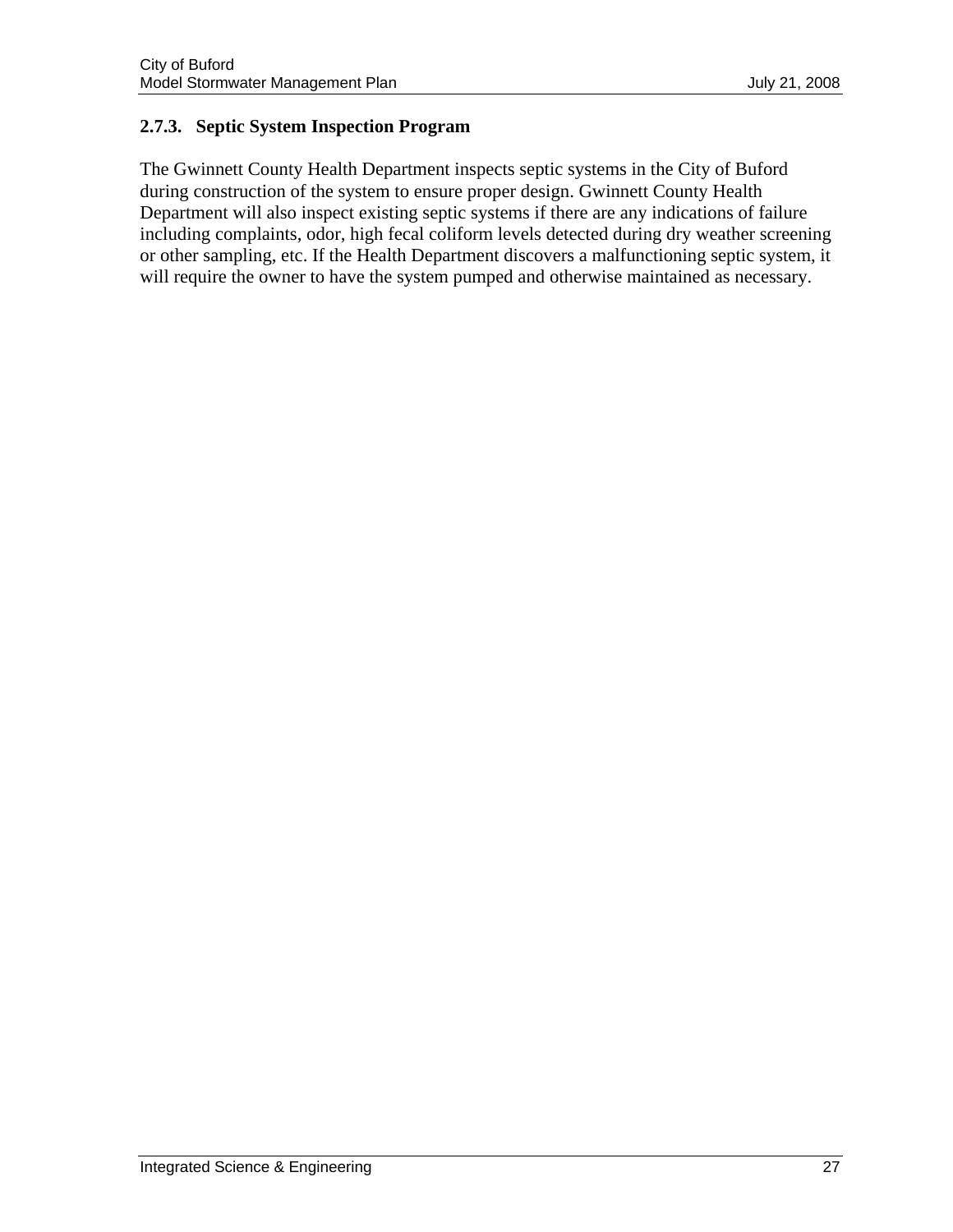### 2.7.3. Septic System Inspection Program

The Gwinnett County Health Department inspects septic systems in the City of Buford during construction of the system to ensure proper design. Gwinnett County Health Department will also inspect existing septic systems if there are any indications of failure including complaints, odor, high fecal coliform levels detected during dry weather screening or other sampling, etc. If the Health Department discovers a malfunctioning septic system, it will require the owner to have the system pumped and otherwise maintained as necessary.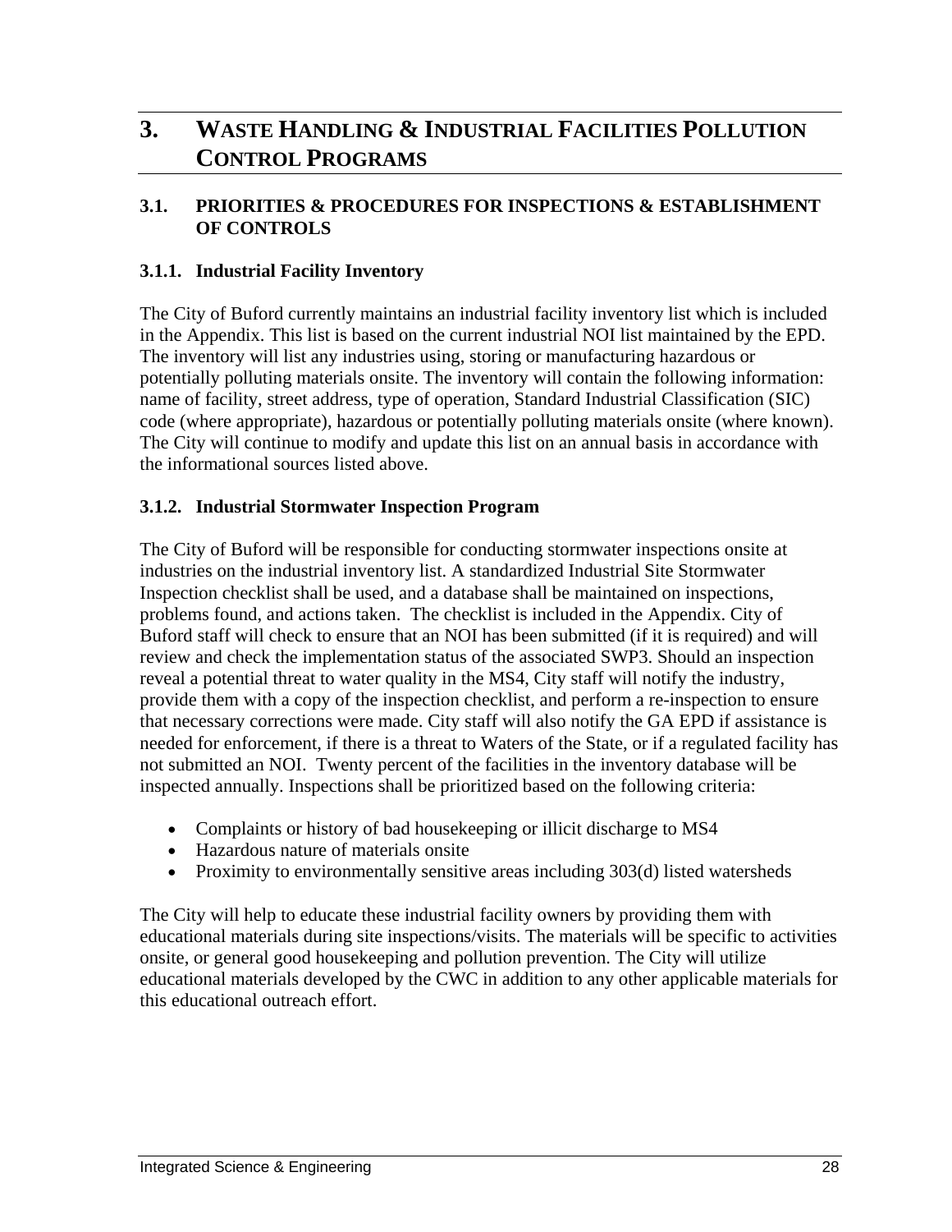# 3. WASTE HANDLING & INDUSTRIAL FACILITIES POLLUTION CONTROL PROGRAMS

## 3.1. PRIORITIES & PROCEDURES FOR INSPECTIONS & ESTABLISHMENT OF CONTROLS

### 3.1.1. Industrial Facility Inventory

The City of Buford currently maintains an industrial facility inventory list which is included in the Appendix. This list is based on the current industrial NOI list maintained by the EPD. The inventory will list any industries using, storing or manufacturing hazardous or potentially polluting materials onsite. The inventory will contain the following information: name of facility, street address, type of operation, Standard Industrial Classification (SIC) code (where appropriate), hazardous or potentially polluting materials onsite (where known). The City will continue to modify and update this list on an annual basis in accordance with the informational sources listed above.

### 3.1.2. Industrial Stormwater Inspection Program

The City of Buford will be responsible for conducting stormwater inspections onsite at industries on the industrial inventory list. A standardized Industrial Site Stormwater Inspection checklist shall be used, and a database shall be maintained on inspections, problems found, and actions taken. The checklist is included in the Appendix. City of Buford staff will check to ensure that an NOI has been submitted (if it is required) and will review and check the implementation status of the associated SWP3. Should an inspection reveal a potential threat to water quality in the MS4, City staff will notify the industry, provide them with a copy of the inspection checklist, and perform a re-inspection to ensure that necessary corrections were made. City staff will also notify the GA EPD if assistance is needed for enforcement, if there is a threat to Waters of the State, or if a regulated facility has not submitted an NOI. Twenty percent of the facilities in the inventory database will be inspected annually. Inspections shall be prioritized based on the following criteria:

- Complaints or history of bad housekeeping or illicit discharge to MS4
- Hazardous nature of materials onsite
- Proximity to environmentally sensitive areas including 303(d) listed watersheds

The City will help to educate these industrial facility owners by providing them with educational materials during site inspections/visits. The materials will be specific to activities onsite, or general good housekeeping and pollution prevention. The City will utilize educational materials developed by the CWC in addition to any other applicable materials for this educational outreach effort.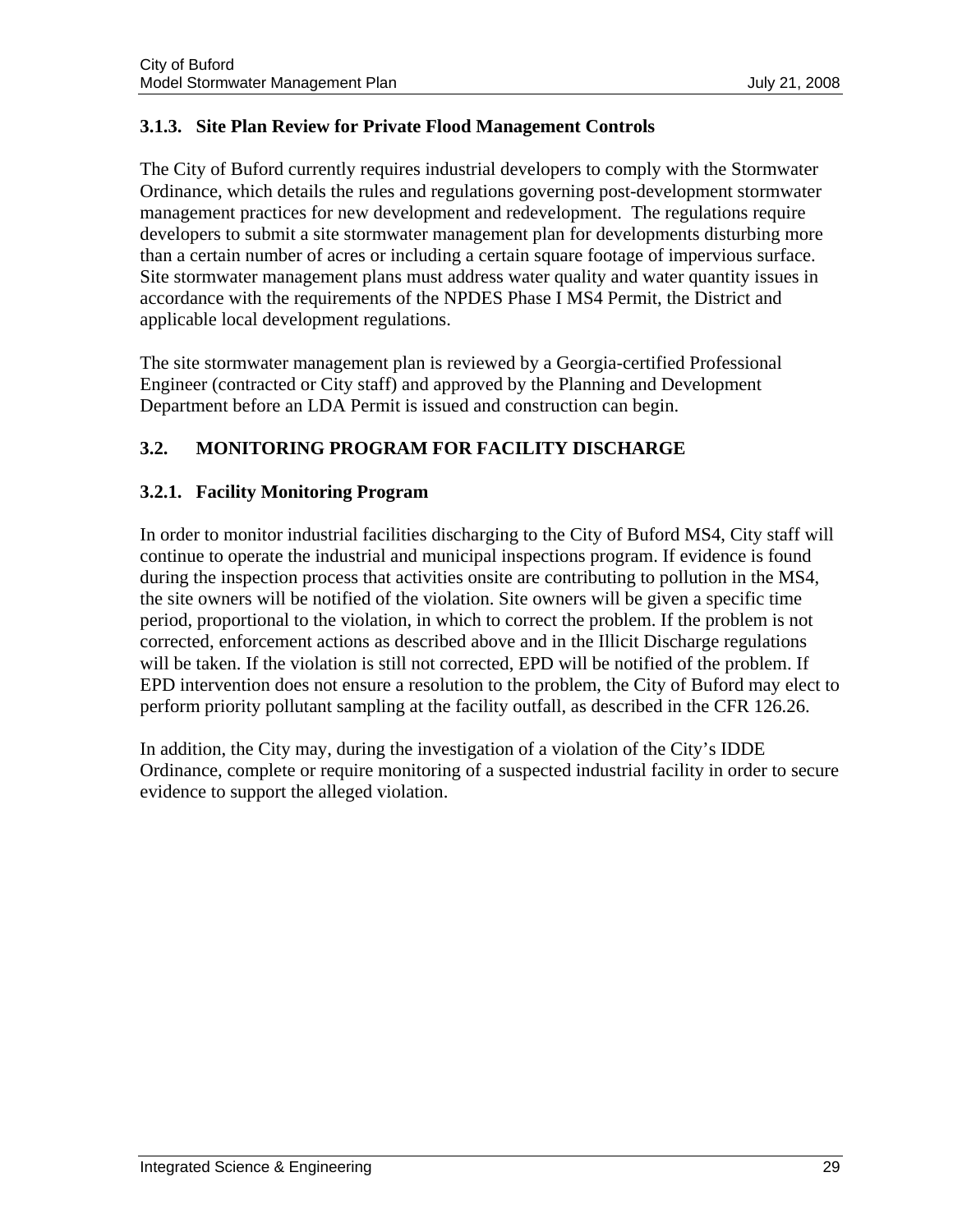### 3.1.3. Site Plan Review for Private Flood Management Controls

The City of Buford currently requires industrial developers to comply with the Stormwater Ordinance, which details the rules and regulations governing post-development stormwater management practices for new development and redevelopment. The regulations require developers to submit a site stormwater management plan for developments disturbing more than a certain number of acres or including a certain square footage of impervious surface. Site stormwater management plans must address water quality and water quantity issues in accordance with the requirements of the NPDES Phase I MS4 Permit, the District and applicable local development regulations.

The site stormwater management plan is reviewed by a Georgia-certified Professional Engineer (contracted or City staff) and approved by the Planning and Development Department before an LDA Permit is issued and construction can begin.

## 3.2. MONITORING PROGRAM FOR FACILITY DISCHARGE

### 3.2.1. Facility Monitoring Program

In order to monitor industrial facilities discharging to the City of Buford MS4, City staff will continue to operate the industrial and municipal inspections program. If evidence is found during the inspection process that activities onsite are contributing to pollution in the MS4, the site owners will be notified of the violation. Site owners will be given a specific time period, proportional to the violation, in which to correct the problem. If the problem is not corrected, enforcement actions as described above and in the Illicit Discharge regulations will be taken. If the violation is still not corrected, EPD will be notified of the problem. If EPD intervention does not ensure a resolution to the problem, the City of Buford may elect to perform priority pollutant sampling at the facility outfall, as described in the CFR 126.26.

In addition, the City may, during the investigation of a violation of the City's IDDE Ordinance, complete or require monitoring of a suspected industrial facility in order to secure evidence to support the alleged violation.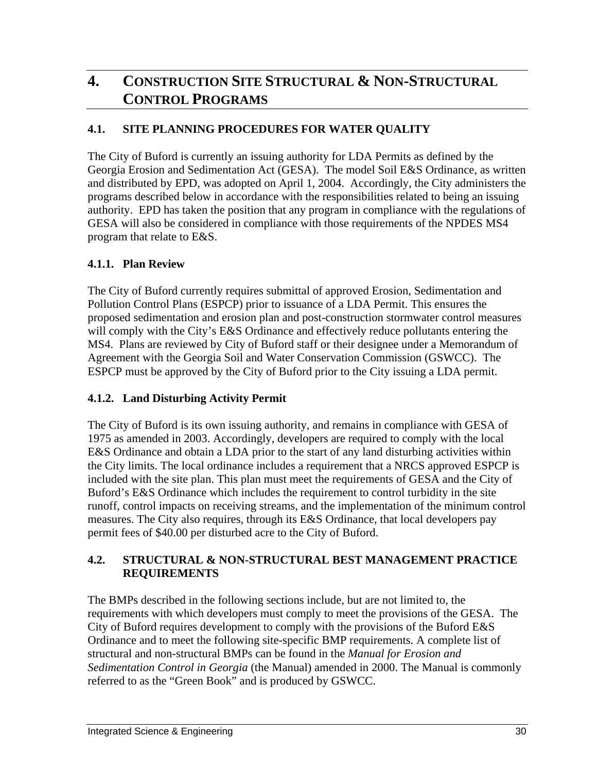# 4. Construction Site Structural & Non-Structural Control Programs

## 4.1. SITE PLANNING PROCEDURES FOR WATER QUALITY

The City of Buford is currently an issuing authority for LDA Permits as defined by the Georgia Erosion and Sedimentation Act (GESA). The model Soil E&S Ordinance, as written and distributed by EPD, was adopted on April 1, 2004. Accordingly, the City administers the programs described below in accordance with the responsibilities related to being an issuing authority. EPD has taken the position that any program in compliance with the regulations of GESA will also be considered in compliance with those requirements of the NPDES MS4 program that relate to E&S.

### 4.1.1. Plan Review

The City of Buford currently requires submittal of approved Erosion, Sedimentation and Pollution Control Plans (ESPCP) prior to issuance of a LDA Permit. This ensures the proposed sedimentation and erosion plan and post-construction stormwater control measures will comply with the City's E&S Ordinance and effectively reduce pollutants entering the MS4. Plans are reviewed by City of Buford staff or their designee under a Memorandum of Agreement with the Georgia Soil and Water Conservation Commission (GSWCC). The ESPCP must be approved by the City of Buford prior to the City issuing a LDA permit.

### 4.1.2. Land Disturbing Activity Permit

The City of Buford is its own issuing authority, and remains in compliance with GESA of 1975 as amended in 2003. Accordingly, developers are required to comply with the local E&S Ordinance and obtain a LDA prior to the start of any land disturbing activities within the City limits. The local ordinance includes a requirement that a NRCS approved ESPCP is included with the site plan. This plan must meet the requirements of GESA and the City of Buford's E&S Ordinance which includes the requirement to control turbidity in the site runoff, control impacts on receiving streams, and the implementation of the minimum control measures. The City also requires, through its E&S Ordinance, that local developers pay permit fees of $40.00 per disturbed acre to the City of Buford.

## 4.2. STRUCTURAL & NON-STRUCTURAL BEST MANAGEMENT PRACTICE REQUIREMENTS

The BMPs described in the following sections include, but are not limited to, the requirements with which developers must comply to meet the provisions of the GESA. The City of Buford requires development to comply with the provisions of the Buford E&S Ordinance and to meet the following site-specific BMP requirements. A complete list of structural and non-structural BMPs can be found in the *Manual for Erosion and Sedimentation Control in Georgia* (the Manual) amended in 2000. The Manual is commonly referred to as the "Green Book" and is produced by GSWCC.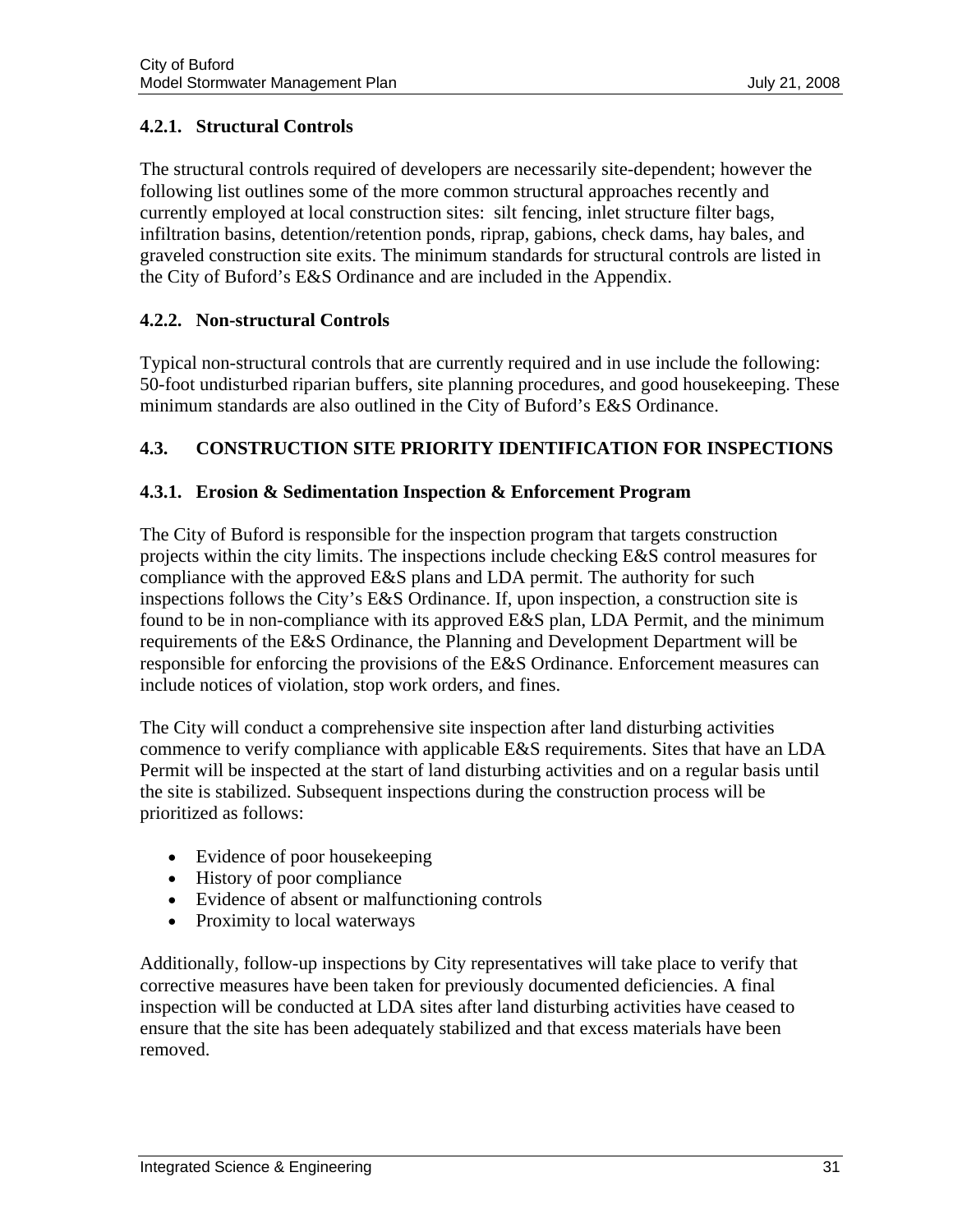#### 4.2.1. Structural Controls

The structural controls required of developers are necessarily site-dependent; however the following list outlines some of the more common structural approaches recently and currently employed at local construction sites:  silt fencing, inlet structure filter bags, infiltration basins, detention/retention ponds, riprap, gabions, check dams, hay bales, and graveled construction site exits. The minimum standards for structural controls are listed in the City of Buford's E&S Ordinance and are included in the Appendix.

#### 4.2.2. Non-structural Controls

Typical non-structural controls that are currently required and in use include the following: 50-foot undisturbed riparian buffers, site planning procedures, and good housekeeping. These minimum standards are also outlined in the City of Buford's E&S Ordinance.

### 4.3. CONSTRUCTION SITE PRIORITY IDENTIFICATION FOR INSPECTIONS

#### 4.3.1. Erosion & Sedimentation Inspection & Enforcement Program

The City of Buford is responsible for the inspection program that targets construction projects within the city limits. The inspections include checking E&S control measures for compliance with the approved E&S plans and LDA permit. The authority for such inspections follows the City's E&S Ordinance. If, upon inspection, a construction site is found to be in non-compliance with its approved E&S plan, LDA Permit, and the minimum requirements of the E&S Ordinance, the Planning and Development Department will be responsible for enforcing the provisions of the E&S Ordinance. Enforcement measures can include notices of violation, stop work orders, and fines.

The City will conduct a comprehensive site inspection after land disturbing activities commence to verify compliance with applicable E&S requirements. Sites that have an LDA Permit will be inspected at the start of land disturbing activities and on a regular basis until the site is stabilized. Subsequent inspections during the construction process will be prioritized as follows:

- Evidence of poor housekeeping
- History of poor compliance
- Evidence of absent or malfunctioning controls
- Proximity to local waterways

Additionally, follow-up inspections by City representatives will take place to verify that corrective measures have been taken for previously documented deficiencies. A final inspection will be conducted at LDA sites after land disturbing activities have ceased to ensure that the site has been adequately stabilized and that excess materials have been removed.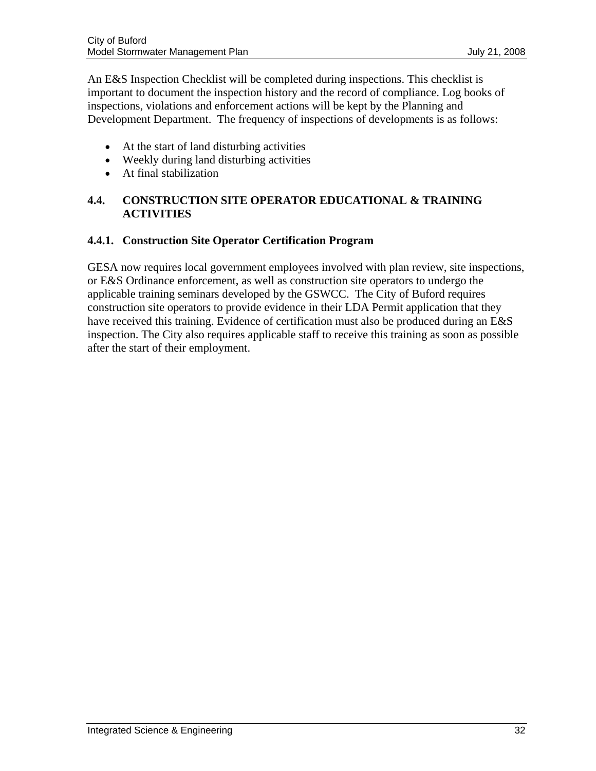An E&S Inspection Checklist will be completed during inspections. This checklist is important to document the inspection history and the record of compliance. Log books of inspections, violations and enforcement actions will be kept by the Planning and Development Department.  The frequency of inspections of developments is as follows:

- At the start of land disturbing activities
- Weekly during land disturbing activities
- At final stabilization

## 4.4. CONSTRUCTION SITE OPERATOR EDUCATIONAL & TRAINING ACTIVITIES

### 4.4.1. Construction Site Operator Certification Program

GESA now requires local government employees involved with plan review, site inspections, or E&S Ordinance enforcement, as well as construction site operators to undergo the applicable training seminars developed by the GSWCC.  The City of Buford requires construction site operators to provide evidence in their LDA Permit application that they have received this training. Evidence of certification must also be produced during an E&S inspection. The City also requires applicable staff to receive this training as soon as possible after the start of their employment.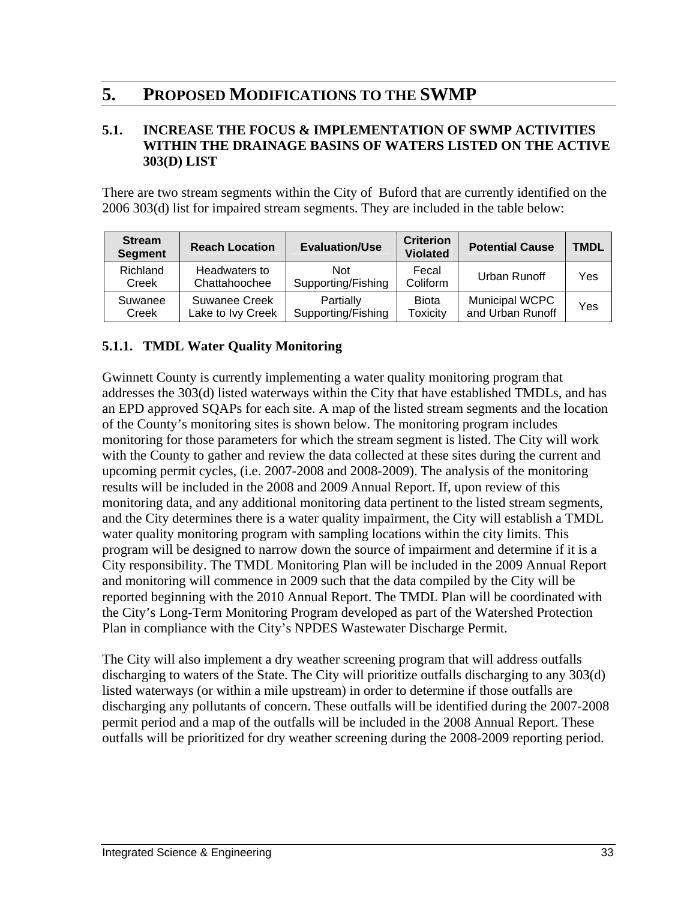# 5. PROPOSED MODIFICATIONS TO THE SWMP

## 5.1. INCREASE THE FOCUS & IMPLEMENTATION OF SWMP ACTIVITIES WITHIN THE DRAINAGE BASINS OF WATERS LISTED ON THE ACTIVE 303(D) LIST

There are two stream segments within the City of Buford that are currently identified on the 2006 303(d) list for impaired stream segments. They are included in the table below:

| Stream Segment | Reach Location | Evaluation/Use | Criterion Violated | Potential Cause | TMDL |
|---|---|---|---|---|---|
| Richland Creek | Headwaters to Chattahoochee | Not Supporting/Fishing | Fecal Coliform | Urban Runoff | Yes |
| Suwanee Creek | Suwanee Creek Lake to Ivy Creek | Partially Supporting/Fishing | Biota Toxicity | Municipal WCPC and Urban Runoff | Yes |

### 5.1.1. TMDL Water Quality Monitoring

Gwinnett County is currently implementing a water quality monitoring program that addresses the 303(d) listed waterways within the City that have established TMDLs, and has an EPD approved SQAPs for each site. A map of the listed stream segments and the location of the County's monitoring sites is shown below. The monitoring program includes monitoring for those parameters for which the stream segment is listed. The City will work with the County to gather and review the data collected at these sites during the current and upcoming permit cycles, (i.e. 2007-2008 and 2008-2009). The analysis of the monitoring results will be included in the 2008 and 2009 Annual Report. If, upon review of this monitoring data, and any additional monitoring data pertinent to the listed stream segments, and the City determines there is a water quality impairment, the City will establish a TMDL water quality monitoring program with sampling locations within the city limits. This program will be designed to narrow down the source of impairment and determine if it is a City responsibility. The TMDL Monitoring Plan will be included in the 2009 Annual Report and monitoring will commence in 2009 such that the data compiled by the City will be reported beginning with the 2010 Annual Report. The TMDL Plan will be coordinated with the City's Long-Term Monitoring Program developed as part of the Watershed Protection Plan in compliance with the City's NPDES Wastewater Discharge Permit.

The City will also implement a dry weather screening program that will address outfalls discharging to waters of the State. The City will prioritize outfalls discharging to any 303(d) listed waterways (or within a mile upstream) in order to determine if those outfalls are discharging any pollutants of concern. These outfalls will be identified during the 2007-2008 permit period and a map of the outfalls will be included in the 2008 Annual Report. These outfalls will be prioritized for dry weather screening during the 2008-2009 reporting period.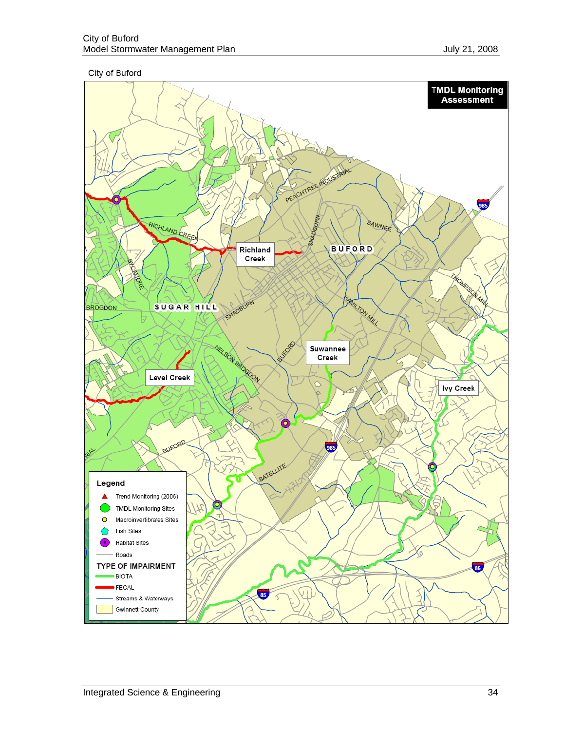City of Buford

**TMDL Monitoring Assessment**

RICHLAND CREEK

Richland Creek

PEACHTREE INDUSTRIAL

SHADBURN

SAWNEE

BUFORD

SYCAMORE

THOMPSON MILL

BROGDON

SUGAR HILL

SHADBURN

HAMILTON MILL

NELSON BROGDON

BUFORD

Suwannee Creek

Level Creek

Ivy Creek

BUFORD

SATELLITE

985

85

**Legend**

- Trend Monitoring (2006)
- TMDL Monitoring Sites
- Macroinvertibrates Sites
- Fish Sites
- Habitat Sites
- Roads

**TYPE OF IMPAIRMENT**

- BIOTA
- FECAL
- Streams & Waterways
- Gwinnett County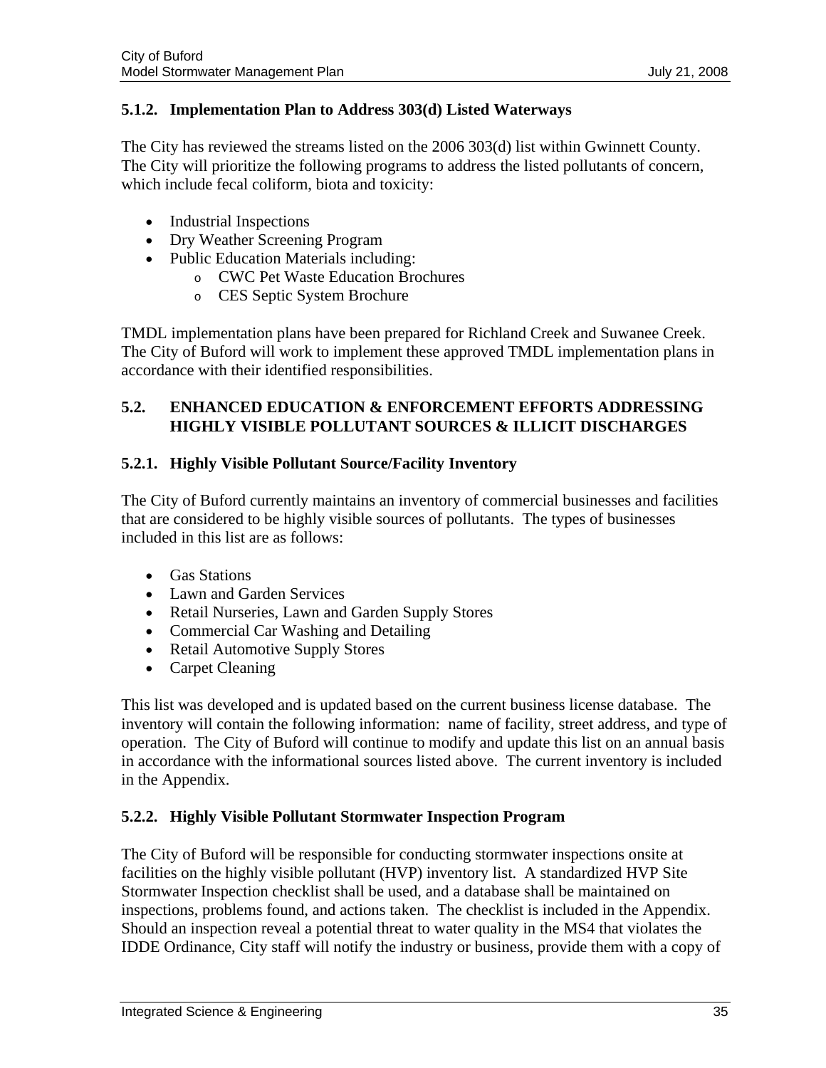### 5.1.2. Implementation Plan to Address 303(d) Listed Waterways

The City has reviewed the streams listed on the 2006 303(d) list within Gwinnett County. The City will prioritize the following programs to address the listed pollutants of concern, which include fecal coliform, biota and toxicity:

- Industrial Inspections
- Dry Weather Screening Program
- Public Education Materials including:
  - CWC Pet Waste Education Brochures
  - CES Septic System Brochure

TMDL implementation plans have been prepared for Richland Creek and Suwanee Creek. The City of Buford will work to implement these approved TMDL implementation plans in accordance with their identified responsibilities.

## 5.2. ENHANCED EDUCATION & ENFORCEMENT EFFORTS ADDRESSING HIGHLY VISIBLE POLLUTANT SOURCES & ILLICIT DISCHARGES

### 5.2.1. Highly Visible Pollutant Source/Facility Inventory

The City of Buford currently maintains an inventory of commercial businesses and facilities that are considered to be highly visible sources of pollutants. The types of businesses included in this list are as follows:

- Gas Stations
- Lawn and Garden Services
- Retail Nurseries, Lawn and Garden Supply Stores
- Commercial Car Washing and Detailing
- Retail Automotive Supply Stores
- Carpet Cleaning

This list was developed and is updated based on the current business license database. The inventory will contain the following information: name of facility, street address, and type of operation. The City of Buford will continue to modify and update this list on an annual basis in accordance with the informational sources listed above. The current inventory is included in the Appendix.

### 5.2.2. Highly Visible Pollutant Stormwater Inspection Program

The City of Buford will be responsible for conducting stormwater inspections onsite at facilities on the highly visible pollutant (HVP) inventory list. A standardized HVP Site Stormwater Inspection checklist shall be used, and a database shall be maintained on inspections, problems found, and actions taken. The checklist is included in the Appendix. Should an inspection reveal a potential threat to water quality in the MS4 that violates the IDDE Ordinance, City staff will notify the industry or business, provide them with a copy of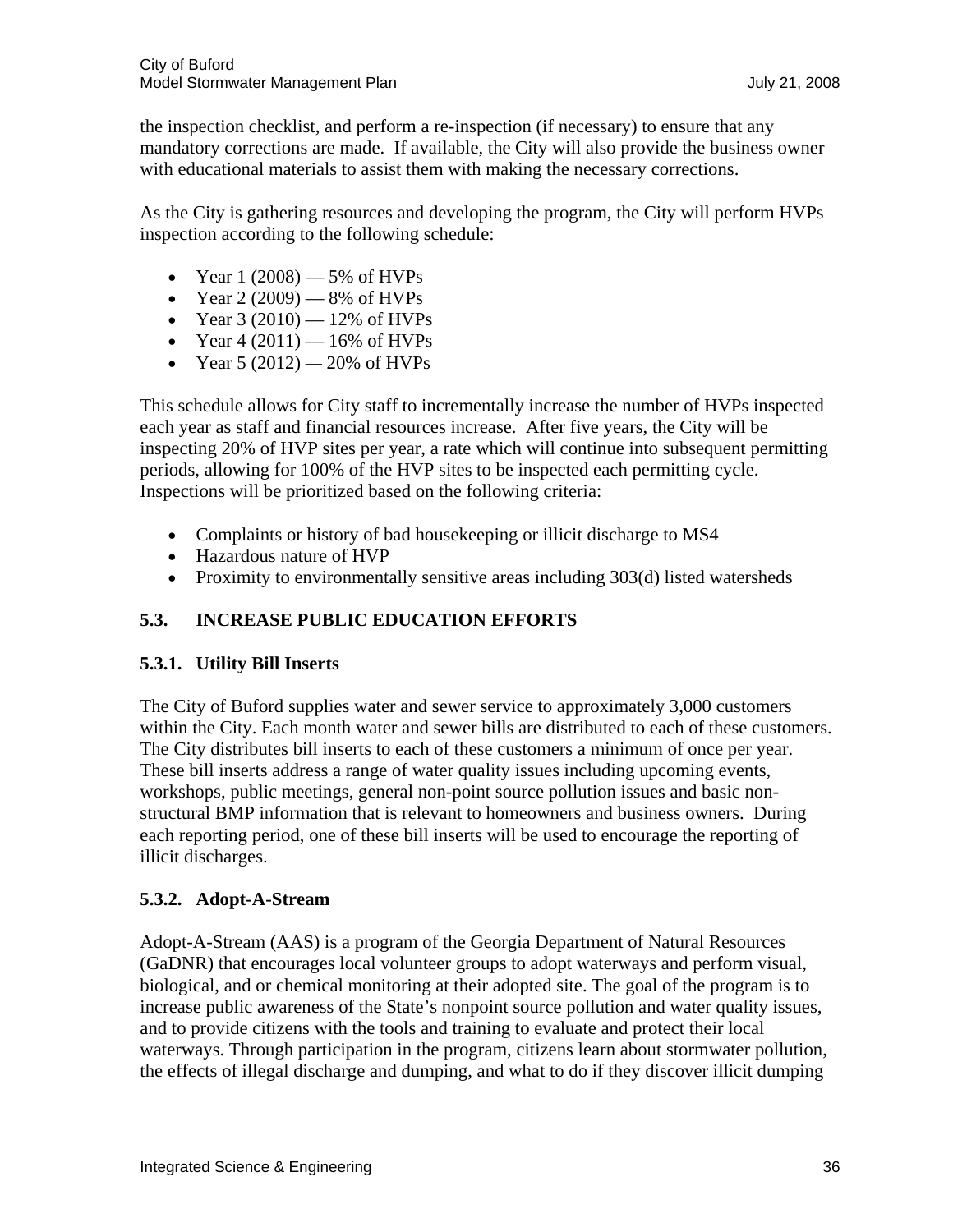the inspection checklist, and perform a re-inspection (if necessary) to ensure that any mandatory corrections are made. If available, the City will also provide the business owner with educational materials to assist them with making the necessary corrections.

As the City is gathering resources and developing the program, the City will perform HVPs inspection according to the following schedule:

- Year 1 (2008) — 5% of HVPs
- Year 2 (2009) — 8% of HVPs
- Year 3 (2010) — 12% of HVPs
- Year 4 (2011) — 16% of HVPs
- Year 5 (2012) — 20% of HVPs

This schedule allows for City staff to incrementally increase the number of HVPs inspected each year as staff and financial resources increase. After five years, the City will be inspecting 20% of HVP sites per year, a rate which will continue into subsequent permitting periods, allowing for 100% of the HVP sites to be inspected each permitting cycle. Inspections will be prioritized based on the following criteria:

- Complaints or history of bad housekeeping or illicit discharge to MS4
- Hazardous nature of HVP
- Proximity to environmentally sensitive areas including 303(d) listed watersheds

## 5.3. INCREASE PUBLIC EDUCATION EFFORTS

### 5.3.1. Utility Bill Inserts

The City of Buford supplies water and sewer service to approximately 3,000 customers within the City. Each month water and sewer bills are distributed to each of these customers. The City distributes bill inserts to each of these customers a minimum of once per year. These bill inserts address a range of water quality issues including upcoming events, workshops, public meetings, general non-point source pollution issues and basic non-structural BMP information that is relevant to homeowners and business owners. During each reporting period, one of these bill inserts will be used to encourage the reporting of illicit discharges.

### 5.3.2. Adopt-A-Stream

Adopt-A-Stream (AAS) is a program of the Georgia Department of Natural Resources (GaDNR) that encourages local volunteer groups to adopt waterways and perform visual, biological, and or chemical monitoring at their adopted site. The goal of the program is to increase public awareness of the State's nonpoint source pollution and water quality issues, and to provide citizens with the tools and training to evaluate and protect their local waterways. Through participation in the program, citizens learn about stormwater pollution, the effects of illegal discharge and dumping, and what to do if they discover illicit dumping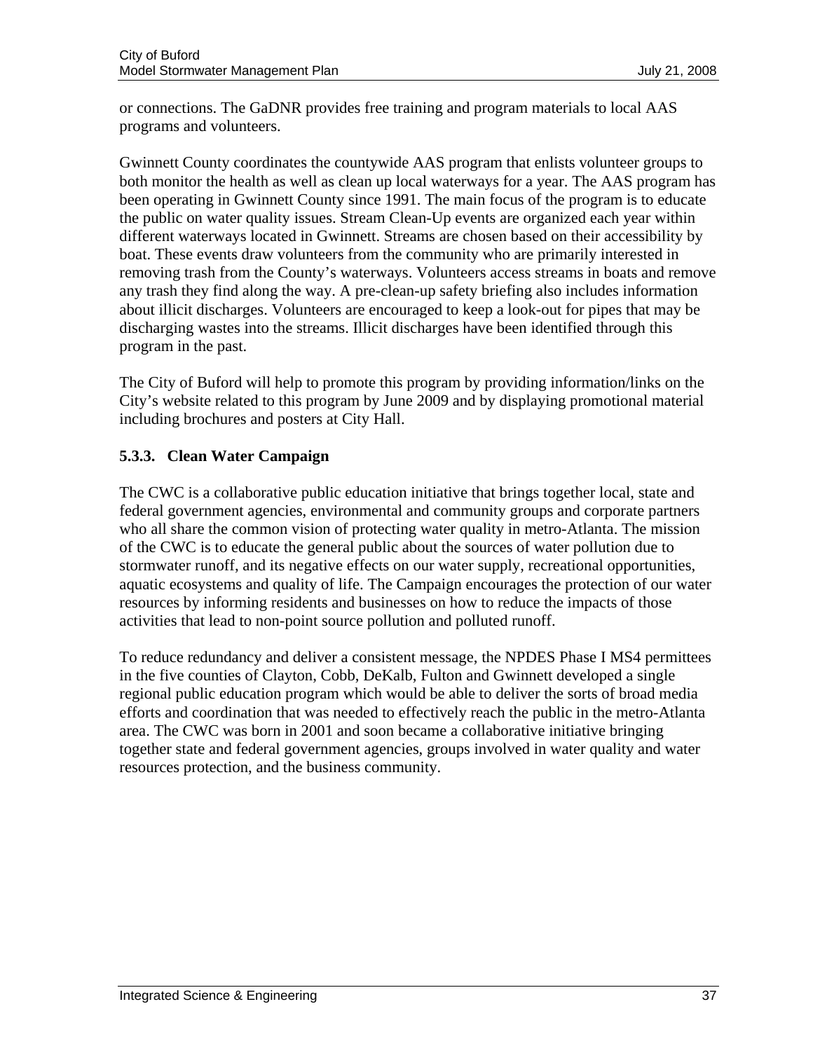or connections. The GaDNR provides free training and program materials to local AAS programs and volunteers.

Gwinnett County coordinates the countywide AAS program that enlists volunteer groups to both monitor the health as well as clean up local waterways for a year. The AAS program has been operating in Gwinnett County since 1991. The main focus of the program is to educate the public on water quality issues. Stream Clean-Up events are organized each year within different waterways located in Gwinnett. Streams are chosen based on their accessibility by boat. These events draw volunteers from the community who are primarily interested in removing trash from the County's waterways. Volunteers access streams in boats and remove any trash they find along the way. A pre-clean-up safety briefing also includes information about illicit discharges. Volunteers are encouraged to keep a look-out for pipes that may be discharging wastes into the streams. Illicit discharges have been identified through this program in the past.

The City of Buford will help to promote this program by providing information/links on the City's website related to this program by June 2009 and by displaying promotional material including brochures and posters at City Hall.

### 5.3.3. Clean Water Campaign

The CWC is a collaborative public education initiative that brings together local, state and federal government agencies, environmental and community groups and corporate partners who all share the common vision of protecting water quality in metro-Atlanta. The mission of the CWC is to educate the general public about the sources of water pollution due to stormwater runoff, and its negative effects on our water supply, recreational opportunities, aquatic ecosystems and quality of life. The Campaign encourages the protection of our water resources by informing residents and businesses on how to reduce the impacts of those activities that lead to non-point source pollution and polluted runoff.

To reduce redundancy and deliver a consistent message, the NPDES Phase I MS4 permittees in the five counties of Clayton, Cobb, DeKalb, Fulton and Gwinnett developed a single regional public education program which would be able to deliver the sorts of broad media efforts and coordination that was needed to effectively reach the public in the metro-Atlanta area. The CWC was born in 2001 and soon became a collaborative initiative bringing together state and federal government agencies, groups involved in water quality and water resources protection, and the business community.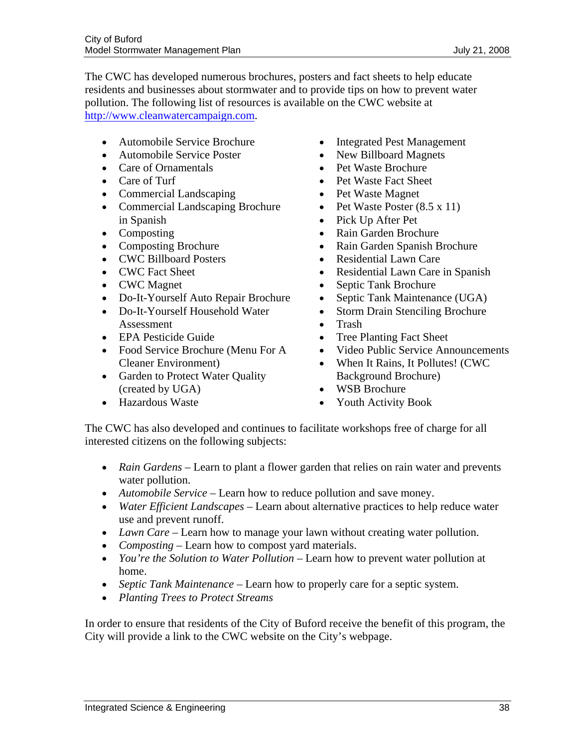The CWC has developed numerous brochures, posters and fact sheets to help educate residents and businesses about stormwater and to provide tips on how to prevent water pollution. The following list of resources is available on the CWC website at http://www.cleanwatercampaign.com.

- Automobile Service Brochure
- Automobile Service Poster
- Care of Ornamentals
- Care of Turf
- Commercial Landscaping
- Commercial Landscaping Brochure in Spanish
- Composting
- Composting Brochure
- CWC Billboard Posters
- CWC Fact Sheet
- CWC Magnet
- Do-It-Yourself Auto Repair Brochure
- Do-It-Yourself Household Water Assessment
- EPA Pesticide Guide
- Food Service Brochure (Menu For A Cleaner Environment)
- Garden to Protect Water Quality (created by UGA)
- Hazardous Waste
- Integrated Pest Management
- New Billboard Magnets
- Pet Waste Brochure
- Pet Waste Fact Sheet
- Pet Waste Magnet
- Pet Waste Poster (8.5 x 11)
- Pick Up After Pet
- Rain Garden Brochure
- Rain Garden Spanish Brochure
- Residential Lawn Care
- Residential Lawn Care in Spanish
- Septic Tank Brochure
- Septic Tank Maintenance (UGA)
- Storm Drain Stenciling Brochure
- Trash
- Tree Planting Fact Sheet
- Video Public Service Announcements
- When It Rains, It Pollutes! (CWC Background Brochure)
- WSB Brochure
- Youth Activity Book

The CWC has also developed and continues to facilitate workshops free of charge for all interested citizens on the following subjects:

- *Rain Gardens* – Learn to plant a flower garden that relies on rain water and prevents water pollution.
- *Automobile Service* – Learn how to reduce pollution and save money.
- *Water Efficient Landscapes* – Learn about alternative practices to help reduce water use and prevent runoff.
- *Lawn Care* – Learn how to manage your lawn without creating water pollution.
- *Composting* – Learn how to compost yard materials.
- *You're the Solution to Water Pollution* – Learn how to prevent water pollution at home.
- *Septic Tank Maintenance* – Learn how to properly care for a septic system.
- *Planting Trees to Protect Streams*

In order to ensure that residents of the City of Buford receive the benefit of this program, the City will provide a link to the CWC website on the City's webpage.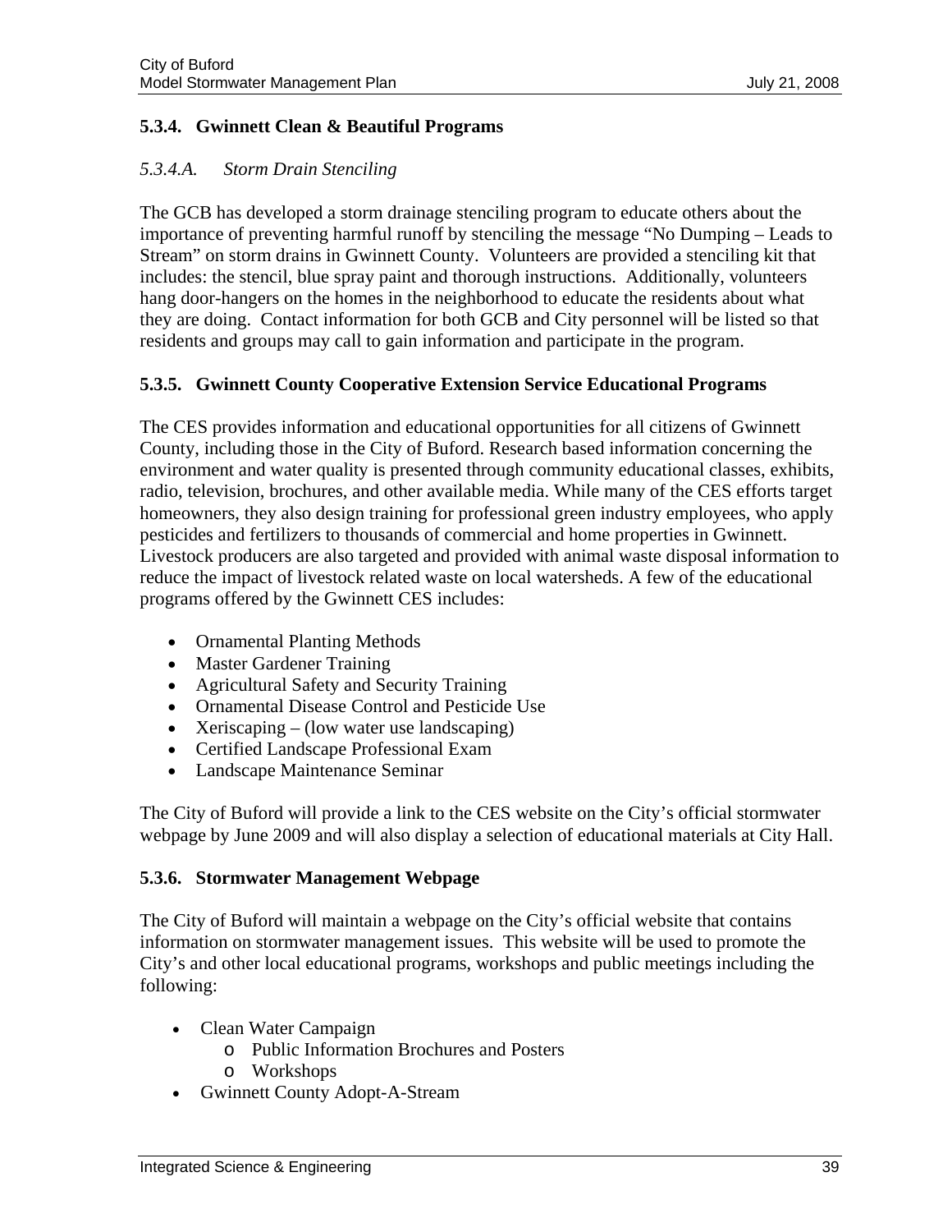### 5.3.4. Gwinnett Clean & Beautiful Programs

#### *5.3.4.A. Storm Drain Stenciling*

The GCB has developed a storm drainage stenciling program to educate others about the importance of preventing harmful runoff by stenciling the message "No Dumping – Leads to Stream" on storm drains in Gwinnett County. Volunteers are provided a stenciling kit that includes: the stencil, blue spray paint and thorough instructions. Additionally, volunteers hang door-hangers on the homes in the neighborhood to educate the residents about what they are doing. Contact information for both GCB and City personnel will be listed so that residents and groups may call to gain information and participate in the program.

### 5.3.5. Gwinnett County Cooperative Extension Service Educational Programs

The CES provides information and educational opportunities for all citizens of Gwinnett County, including those in the City of Buford. Research based information concerning the environment and water quality is presented through community educational classes, exhibits, radio, television, brochures, and other available media. While many of the CES efforts target homeowners, they also design training for professional green industry employees, who apply pesticides and fertilizers to thousands of commercial and home properties in Gwinnett. Livestock producers are also targeted and provided with animal waste disposal information to reduce the impact of livestock related waste on local watersheds. A few of the educational programs offered by the Gwinnett CES includes:

- Ornamental Planting Methods
- Master Gardener Training
- Agricultural Safety and Security Training
- Ornamental Disease Control and Pesticide Use
- Xeriscaping – (low water use landscaping)
- Certified Landscape Professional Exam
- Landscape Maintenance Seminar

The City of Buford will provide a link to the CES website on the City's official stormwater webpage by June 2009 and will also display a selection of educational materials at City Hall.

### 5.3.6. Stormwater Management Webpage

The City of Buford will maintain a webpage on the City's official website that contains information on stormwater management issues. This website will be used to promote the City's and other local educational programs, workshops and public meetings including the following:

- Clean Water Campaign
    - Public Information Brochures and Posters
    - Workshops
- Gwinnett County Adopt-A-Stream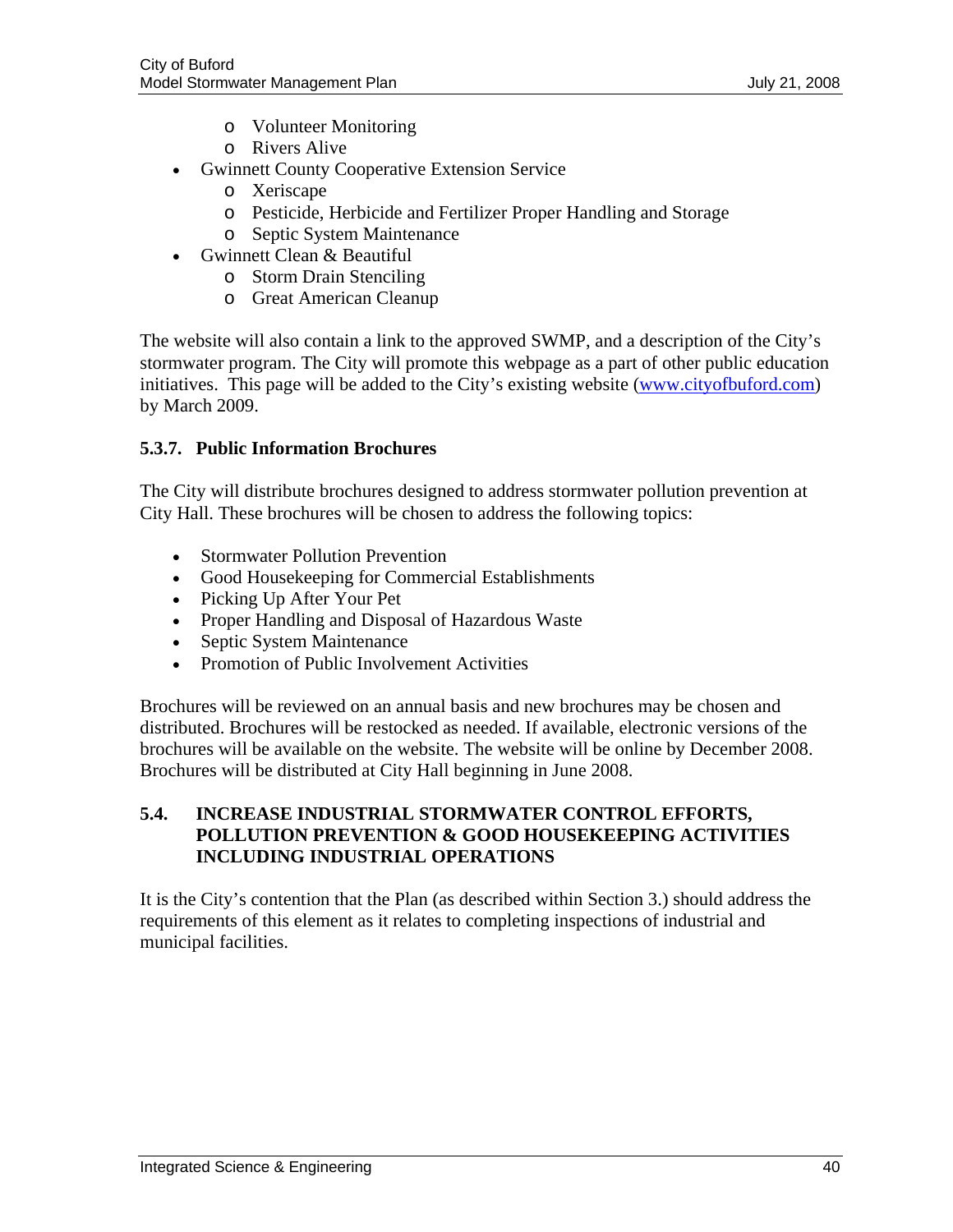- Volunteer Monitoring
  - Rivers Alive
- Gwinnett County Cooperative Extension Service
  - Xeriscape
  - Pesticide, Herbicide and Fertilizer Proper Handling and Storage
  - Septic System Maintenance
- Gwinnett Clean & Beautiful
  - Storm Drain Stenciling
  - Great American Cleanup

The website will also contain a link to the approved SWMP, and a description of the City's stormwater program. The City will promote this webpage as a part of other public education initiatives. This page will be added to the City's existing website (www.cityofbuford.com) by March 2009.

### 5.3.7. Public Information Brochures

The City will distribute brochures designed to address stormwater pollution prevention at City Hall. These brochures will be chosen to address the following topics:

- Stormwater Pollution Prevention
- Good Housekeeping for Commercial Establishments
- Picking Up After Your Pet
- Proper Handling and Disposal of Hazardous Waste
- Septic System Maintenance
- Promotion of Public Involvement Activities

Brochures will be reviewed on an annual basis and new brochures may be chosen and distributed. Brochures will be restocked as needed. If available, electronic versions of the brochures will be available on the website. The website will be online by December 2008. Brochures will be distributed at City Hall beginning in June 2008.

## 5.4. INCREASE INDUSTRIAL STORMWATER CONTROL EFFORTS, POLLUTION PREVENTION & GOOD HOUSEKEEPING ACTIVITIES INCLUDING INDUSTRIAL OPERATIONS

It is the City's contention that the Plan (as described within Section 3.) should address the requirements of this element as it relates to completing inspections of industrial and municipal facilities.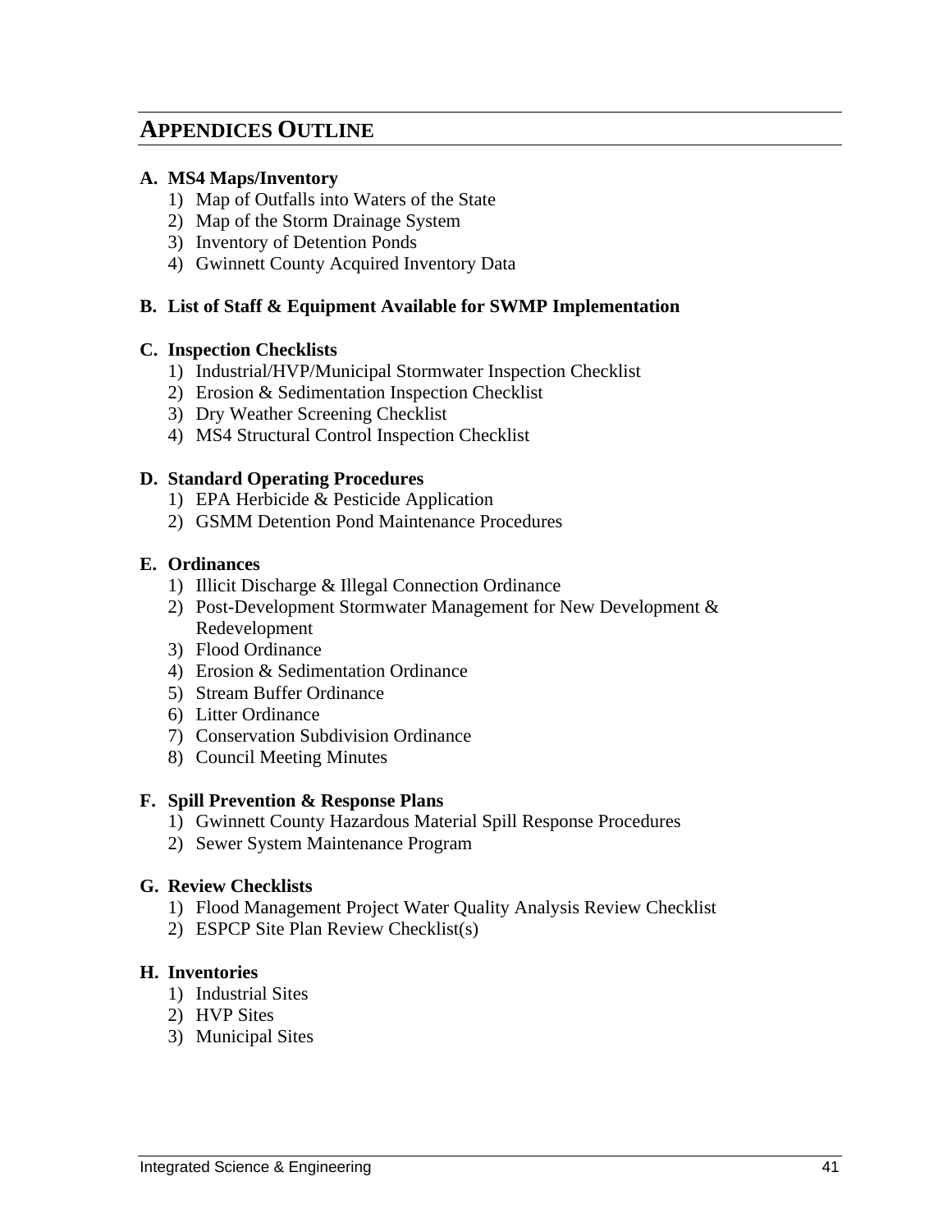## APPENDICES OUTLINE

**A. MS4 Maps/Inventory**

1) Map of Outfalls into Waters of the State
2) Map of the Storm Drainage System
3) Inventory of Detention Ponds
4) Gwinnett County Acquired Inventory Data

**B. List of Staff & Equipment Available for SWMP Implementation**

**C. Inspection Checklists**

1) Industrial/HVP/Municipal Stormwater Inspection Checklist
2) Erosion & Sedimentation Inspection Checklist
3) Dry Weather Screening Checklist
4) MS4 Structural Control Inspection Checklist

**D. Standard Operating Procedures**

1) EPA Herbicide & Pesticide Application
2) GSMM Detention Pond Maintenance Procedures

**E. Ordinances**

1) Illicit Discharge & Illegal Connection Ordinance
2) Post-Development Stormwater Management for New Development & Redevelopment
3) Flood Ordinance
4) Erosion & Sedimentation Ordinance
5) Stream Buffer Ordinance
6) Litter Ordinance
7) Conservation Subdivision Ordinance
8) Council Meeting Minutes

**F. Spill Prevention & Response Plans**

1) Gwinnett County Hazardous Material Spill Response Procedures
2) Sewer System Maintenance Program

**G. Review Checklists**

1) Flood Management Project Water Quality Analysis Review Checklist
2) ESPCP Site Plan Review Checklist(s)

**H. Inventories**

1) Industrial Sites
2) HVP Sites
3) Municipal Sites